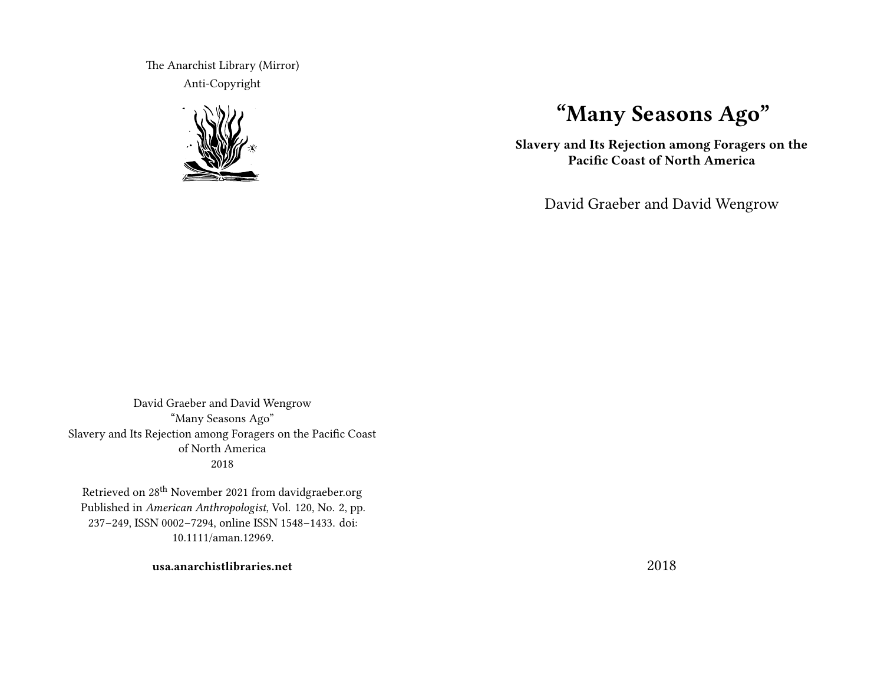The Anarchist Library (Mirror)

Anti-Copyright

# "Many Seasons Ago"

**Slavery and Its Rejection among Foragers on the Pacific Coast of North America**

David Graeber and David Wengrow

2018

David Graeber and David Wengrow
"Many Seasons Ago"
Slavery and Its Rejection among Foragers on the Pacific Coast of North America
2018

Retrieved on 28th November 2021 from davidgraeber.org
Published in *American Anthropologist*, Vol. 120, No. 2, pp. 237–249, ISSN 0002–7294, online ISSN 1548–1433. doi: 10.1111/aman.12969.

**usa.anarchistlibraries.net**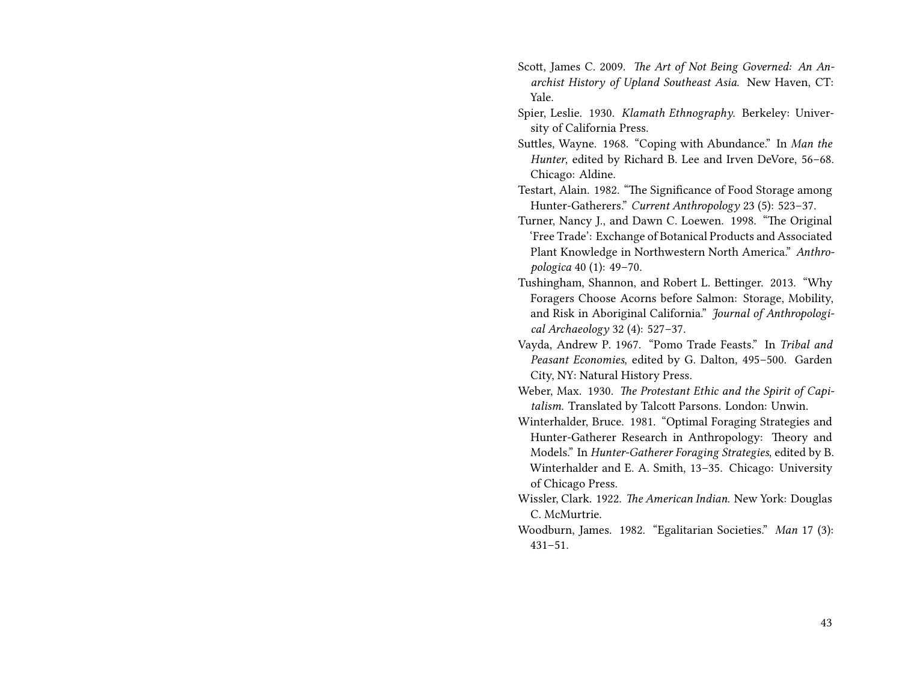Scott, James C. 2009. *The Art of Not Being Governed: An Anarchist History of Upland Southeast Asia.* New Haven, CT: Yale.

Spier, Leslie. 1930. *Klamath Ethnography.* Berkeley: University of California Press.

Suttles, Wayne. 1968. "Coping with Abundance." In *Man the Hunter*, edited by Richard B. Lee and Irven DeVore, 56–68. Chicago: Aldine.

Testart, Alain. 1982. "The Significance of Food Storage among Hunter-Gatherers." *Current Anthropology* 23 (5): 523–37.

Turner, Nancy J., and Dawn C. Loewen. 1998. "The Original 'Free Trade': Exchange of Botanical Products and Associated Plant Knowledge in Northwestern North America." *Anthropologica* 40 (1): 49–70.

Tushingham, Shannon, and Robert L. Bettinger. 2013. "Why Foragers Choose Acorns before Salmon: Storage, Mobility, and Risk in Aboriginal California." *Journal of Anthropological Archaeology* 32 (4): 527–37.

Vayda, Andrew P. 1967. "Pomo Trade Feasts." In *Tribal and Peasant Economies*, edited by G. Dalton, 495–500. Garden City, NY: Natural History Press.

Weber, Max. 1930. *The Protestant Ethic and the Spirit of Capitalism.* Translated by Talcott Parsons. London: Unwin.

Winterhalder, Bruce. 1981. "Optimal Foraging Strategies and Hunter-Gatherer Research in Anthropology: Theory and Models." In *Hunter-Gatherer Foraging Strategies*, edited by B. Winterhalder and E. A. Smith, 13–35. Chicago: University of Chicago Press.

Wissler, Clark. 1922. *The American Indian.* New York: Douglas C. McMurtrie.

Woodburn, James. 1982. "Egalitarian Societies." *Man* 17 (3): 431–51.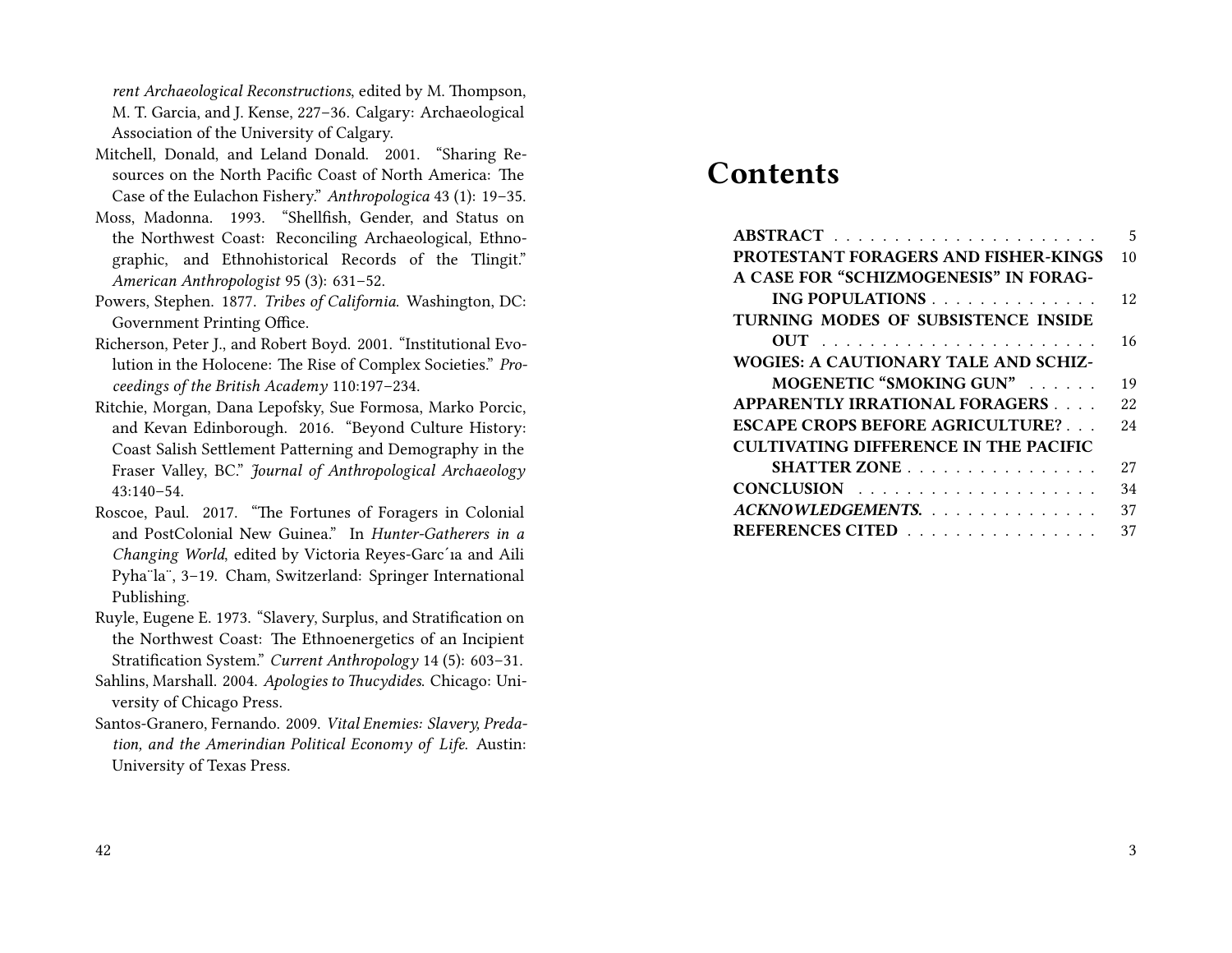*rent Archaeological Reconstructions*, edited by M. Thompson, M. T. Garcia, and J. Kense, 227–36. Calgary: Archaeological Association of the University of Calgary.

Mitchell, Donald, and Leland Donald. 2001. "Sharing Resources on the North Pacific Coast of North America: The Case of the Eulachon Fishery." *Anthropologica* 43 (1): 19–35.

Moss, Madonna. 1993. "Shellfish, Gender, and Status on the Northwest Coast: Reconciling Archaeological, Ethnographic, and Ethnohistorical Records of the Tlingit." *American Anthropologist* 95 (3): 631–52.

Powers, Stephen. 1877. *Tribes of California.* Washington, DC: Government Printing Office.

Richerson, Peter J., and Robert Boyd. 2001. "Institutional Evolution in the Holocene: The Rise of Complex Societies." *Proceedings of the British Academy* 110:197–234.

Ritchie, Morgan, Dana Lepofsky, Sue Formosa, Marko Porcic, and Kevan Edinborough. 2016. "Beyond Culture History: Coast Salish Settlement Patterning and Demography in the Fraser Valley, BC." *Journal of Anthropological Archaeology* 43:140–54.

Roscoe, Paul. 2017. "The Fortunes of Foragers in Colonial and PostColonial New Guinea." In *Hunter-Gatherers in a Changing World*, edited by Victoria Reyes-Garc´ıa and Aili Pyha¨la¨, 3–19. Cham, Switzerland: Springer International Publishing.

Ruyle, Eugene E. 1973. "Slavery, Surplus, and Stratification on the Northwest Coast: The Ethnoenergetics of an Incipient Stratification System." *Current Anthropology* 14 (5): 603–31.

Sahlins, Marshall. 2004. *Apologies to Thucydides*. Chicago: University of Chicago Press.

Santos-Granero, Fernando. 2009. *Vital Enemies: Slavery, Predation, and the Amerindian Political Economy of Life.* Austin: University of Texas Press.

# Contents

| | |
|---|---|
| **ABSTRACT** | 5 |
| **PROTESTANT FORAGERS AND FISHER-KINGS** | 10 |
| **A CASE FOR "SCHIZMOGENESIS" IN FORAGING POPULATIONS** | 12 |
| **TURNING MODES OF SUBSISTENCE INSIDE OUT** | 16 |
| **WOGIES: A CAUTIONARY TALE AND SCHIZMOGENETIC "SMOKING GUN"** | 19 |
| **APPARENTLY IRRATIONAL FORAGERS** | 22 |
| **ESCAPE CROPS BEFORE AGRICULTURE?** | 24 |
| **CULTIVATING DIFFERENCE IN THE PACIFIC SHATTER ZONE** | 27 |
| **CONCLUSION** | 34 |
| ***ACKNOWLEDGEMENTS.*** | 37 |
| **REFERENCES CITED** | 37 |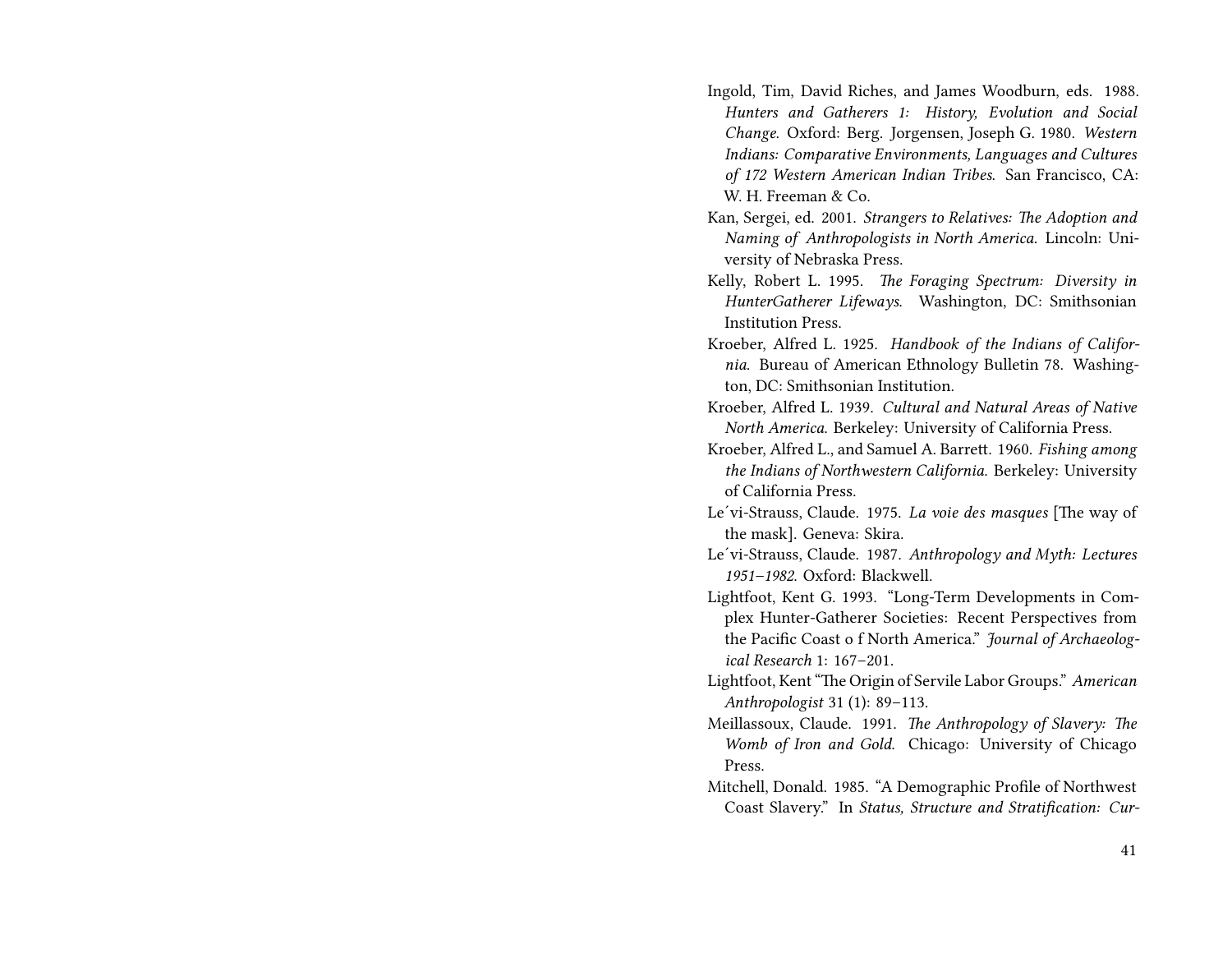Ingold, Tim, David Riches, and James Woodburn, eds. 1988. *Hunters and Gatherers 1: History, Evolution and Social Change.* Oxford: Berg. Jorgensen, Joseph G. 1980. *Western Indians: Comparative Environments, Languages and Cultures of 172 Western American Indian Tribes.* San Francisco, CA: W. H. Freeman & Co.

Kan, Sergei, ed. 2001. *Strangers to Relatives: The Adoption and Naming of Anthropologists in North America.* Lincoln: University of Nebraska Press.

Kelly, Robert L. 1995. *The Foraging Spectrum: Diversity in HunterGatherer Lifeways.* Washington, DC: Smithsonian Institution Press.

Kroeber, Alfred L. 1925. *Handbook of the Indians of California.* Bureau of American Ethnology Bulletin 78. Washington, DC: Smithsonian Institution.

Kroeber, Alfred L. 1939. *Cultural and Natural Areas of Native North America.* Berkeley: University of California Press.

Kroeber, Alfred L., and Samuel A. Barrett. 1960. *Fishing among the Indians of Northwestern California.* Berkeley: University of California Press.

Le´vi-Strauss, Claude. 1975. *La voie des masques* [The way of the mask]. Geneva: Skira.

Le´vi-Strauss, Claude. 1987. *Anthropology and Myth: Lectures 1951–1982.* Oxford: Blackwell.

Lightfoot, Kent G. 1993. "Long-Term Developments in Complex Hunter-Gatherer Societies: Recent Perspectives from the Pacific Coast o f North America." *Journal of Archaeological Research* 1: 167–201.

Lightfoot, Kent "The Origin of Servile Labor Groups." *American Anthropologist* 31 (1): 89–113.

Meillassoux, Claude. 1991. *The Anthropology of Slavery: The Womb of Iron and Gold.* Chicago: University of Chicago Press.

Mitchell, Donald. 1985. "A Demographic Profile of Northwest Coast Slavery." In *Status, Structure and Stratification: Cur-*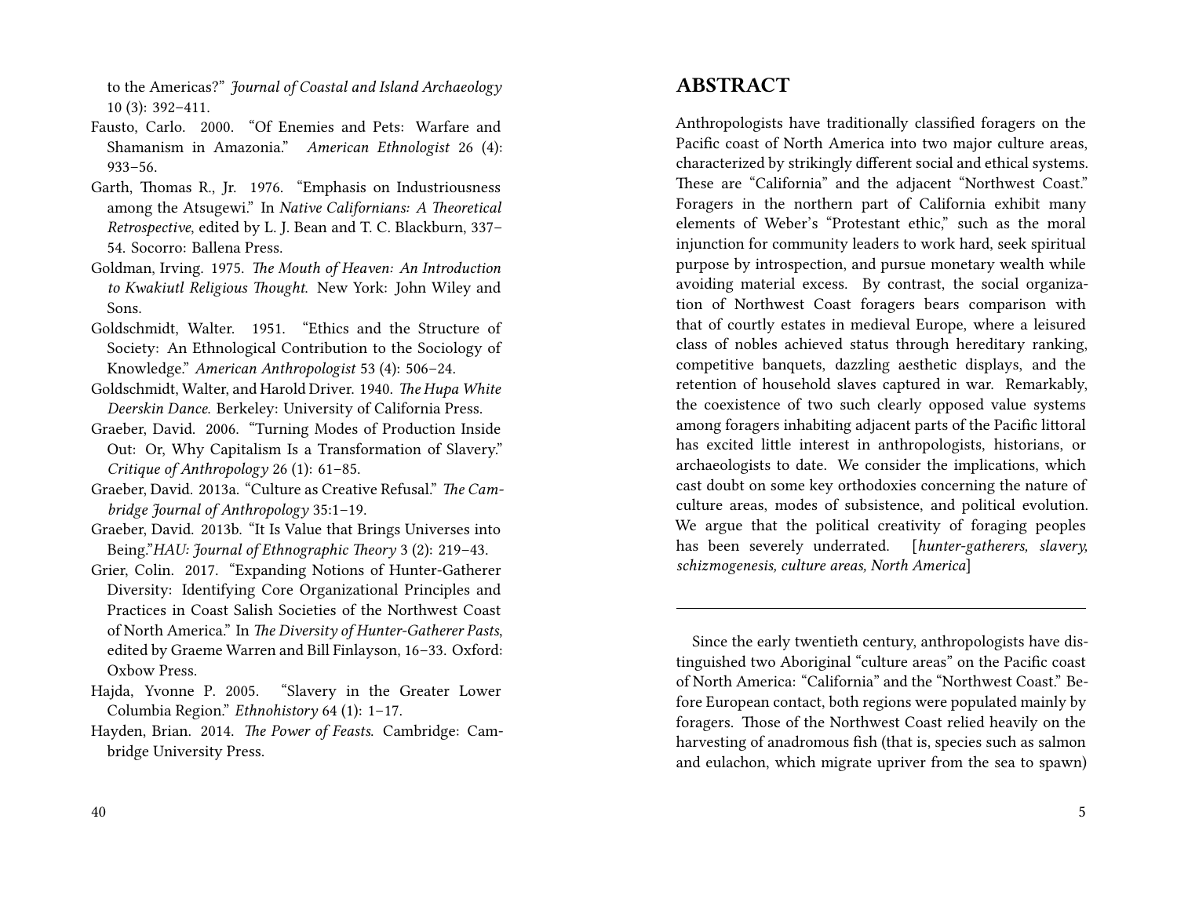to the Americas?" *Journal of Coastal and Island Archaeology* 10 (3): 392–411.

Fausto, Carlo. 2000. "Of Enemies and Pets: Warfare and Shamanism in Amazonia." *American Ethnologist* 26 (4): 933–56.

Garth, Thomas R., Jr. 1976. "Emphasis on Industriousness among the Atsugewi." In *Native Californians: A Theoretical Retrospective*, edited by L. J. Bean and T. C. Blackburn, 337–54. Socorro: Ballena Press.

Goldman, Irving. 1975. *The Mouth of Heaven: An Introduction to Kwakiutl Religious Thought*. New York: John Wiley and Sons.

Goldschmidt, Walter. 1951. "Ethics and the Structure of Society: An Ethnological Contribution to the Sociology of Knowledge." *American Anthropologist* 53 (4): 506–24.

Goldschmidt, Walter, and Harold Driver. 1940. *The Hupa White Deerskin Dance*. Berkeley: University of California Press.

Graeber, David. 2006. "Turning Modes of Production Inside Out: Or, Why Capitalism Is a Transformation of Slavery." *Critique of Anthropology* 26 (1): 61–85.

Graeber, David. 2013a. "Culture as Creative Refusal." *The Cambridge Journal of Anthropology* 35:1–19.

Graeber, David. 2013b. "It Is Value that Brings Universes into Being."*HAU: Journal of Ethnographic Theory* 3 (2): 219–43.

Grier, Colin. 2017. "Expanding Notions of Hunter-Gatherer Diversity: Identifying Core Organizational Principles and Practices in Coast Salish Societies of the Northwest Coast of North America." In *The Diversity of Hunter-Gatherer Pasts*, edited by Graeme Warren and Bill Finlayson, 16–33. Oxford: Oxbow Press.

Hajda, Yvonne P. 2005. "Slavery in the Greater Lower Columbia Region." *Ethnohistory* 64 (1): 1–17.

Hayden, Brian. 2014. *The Power of Feasts*. Cambridge: Cambridge University Press.

## ABSTRACT

Anthropologists have traditionally classified foragers on the Pacific coast of North America into two major culture areas, characterized by strikingly different social and ethical systems. These are "California" and the adjacent "Northwest Coast." Foragers in the northern part of California exhibit many elements of Weber's "Protestant ethic," such as the moral injunction for community leaders to work hard, seek spiritual purpose by introspection, and pursue monetary wealth while avoiding material excess. By contrast, the social organization of Northwest Coast foragers bears comparison with that of courtly estates in medieval Europe, where a leisured class of nobles achieved status through hereditary ranking, competitive banquets, dazzling aesthetic displays, and the retention of household slaves captured in war. Remarkably, the coexistence of two such clearly opposed value systems among foragers inhabiting adjacent parts of the Pacific littoral has excited little interest in anthropologists, historians, or archaeologists to date. We consider the implications, which cast doubt on some key orthodoxies concerning the nature of culture areas, modes of subsistence, and political evolution. We argue that the political creativity of foraging peoples has been severely underrated. [*hunter-gatherers, slavery, schizmogenesis, culture areas, North America*]

---

Since the early twentieth century, anthropologists have distinguished two Aboriginal "culture areas" on the Pacific coast of North America: "California" and the "Northwest Coast." Before European contact, both regions were populated mainly by foragers. Those of the Northwest Coast relied heavily on the harvesting of anadromous fish (that is, species such as salmon and eulachon, which migrate upriver from the sea to spawn)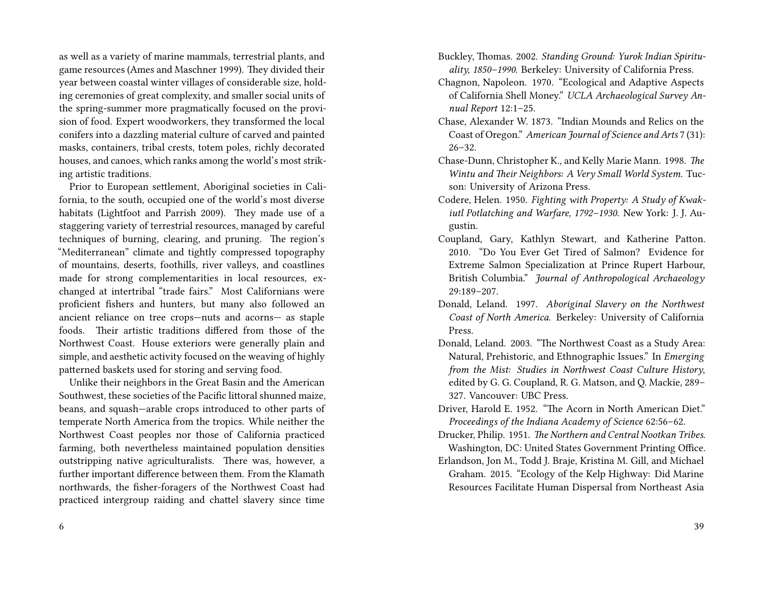as well as a variety of marine mammals, terrestrial plants, and game resources (Ames and Maschner 1999). They divided their year between coastal winter villages of considerable size, holding ceremonies of great complexity, and smaller social units of the spring-summer more pragmatically focused on the provision of food. Expert woodworkers, they transformed the local conifers into a dazzling material culture of carved and painted masks, containers, tribal crests, totem poles, richly decorated houses, and canoes, which ranks among the world's most striking artistic traditions.

Prior to European settlement, Aboriginal societies in California, to the south, occupied one of the world's most diverse habitats (Lightfoot and Parrish 2009). They made use of a staggering variety of terrestrial resources, managed by careful techniques of burning, clearing, and pruning. The region's "Mediterranean" climate and tightly compressed topography of mountains, deserts, foothills, river valleys, and coastlines made for strong complementarities in local resources, exchanged at intertribal "trade fairs." Most Californians were proficient fishers and hunters, but many also followed an ancient reliance on tree crops—nuts and acorns— as staple foods. Their artistic traditions differed from those of the Northwest Coast. House exteriors were generally plain and simple, and aesthetic activity focused on the weaving of highly patterned baskets used for storing and serving food.

Unlike their neighbors in the Great Basin and the American Southwest, these societies of the Pacific littoral shunned maize, beans, and squash—arable crops introduced to other parts of temperate North America from the tropics. While neither the Northwest Coast peoples nor those of California practiced farming, both nevertheless maintained population densities outstripping native agriculturalists. There was, however, a further important difference between them. From the Klamath northwards, the fisher-foragers of the Northwest Coast had practiced intergroup raiding and chattel slavery since time

Buckley, Thomas. 2002. *Standing Ground: Yurok Indian Spirituality, 1850–1990.* Berkeley: University of California Press.

Chagnon, Napoleon. 1970. "Ecological and Adaptive Aspects of California Shell Money." *UCLA Archaeological Survey Annual Report* 12:1–25.

Chase, Alexander W. 1873. "Indian Mounds and Relics on the Coast of Oregon." *American Journal of Science and Arts* 7 (31): 26–32.

Chase-Dunn, Christopher K., and Kelly Marie Mann. 1998. *The Wintu and Their Neighbors: A Very Small World System.* Tucson: University of Arizona Press.

Codere, Helen. 1950. *Fighting with Property: A Study of Kwakiutl Potlatching and Warfare, 1792–1930.* New York: J. J. Augustin.

Coupland, Gary, Kathlyn Stewart, and Katherine Patton. 2010. "Do You Ever Get Tired of Salmon? Evidence for Extreme Salmon Specialization at Prince Rupert Harbour, British Columbia." *Journal of Anthropological Archaeology* 29:189–207.

Donald, Leland. 1997. *Aboriginal Slavery on the Northwest Coast of North America.* Berkeley: University of California Press.

Donald, Leland. 2003. "The Northwest Coast as a Study Area: Natural, Prehistoric, and Ethnographic Issues." In *Emerging from the Mist: Studies in Northwest Coast Culture History*, edited by G. G. Coupland, R. G. Matson, and Q. Mackie, 289–327. Vancouver: UBC Press.

Driver, Harold E. 1952. "The Acorn in North American Diet." *Proceedings of the Indiana Academy of Science* 62:56–62.

Drucker, Philip. 1951. *The Northern and Central Nootkan Tribes.* Washington, DC: United States Government Printing Office.

Erlandson, Jon M., Todd J. Braje, Kristina M. Gill, and Michael Graham. 2015. "Ecology of the Kelp Highway: Did Marine Resources Facilitate Human Dispersal from Northeast Asia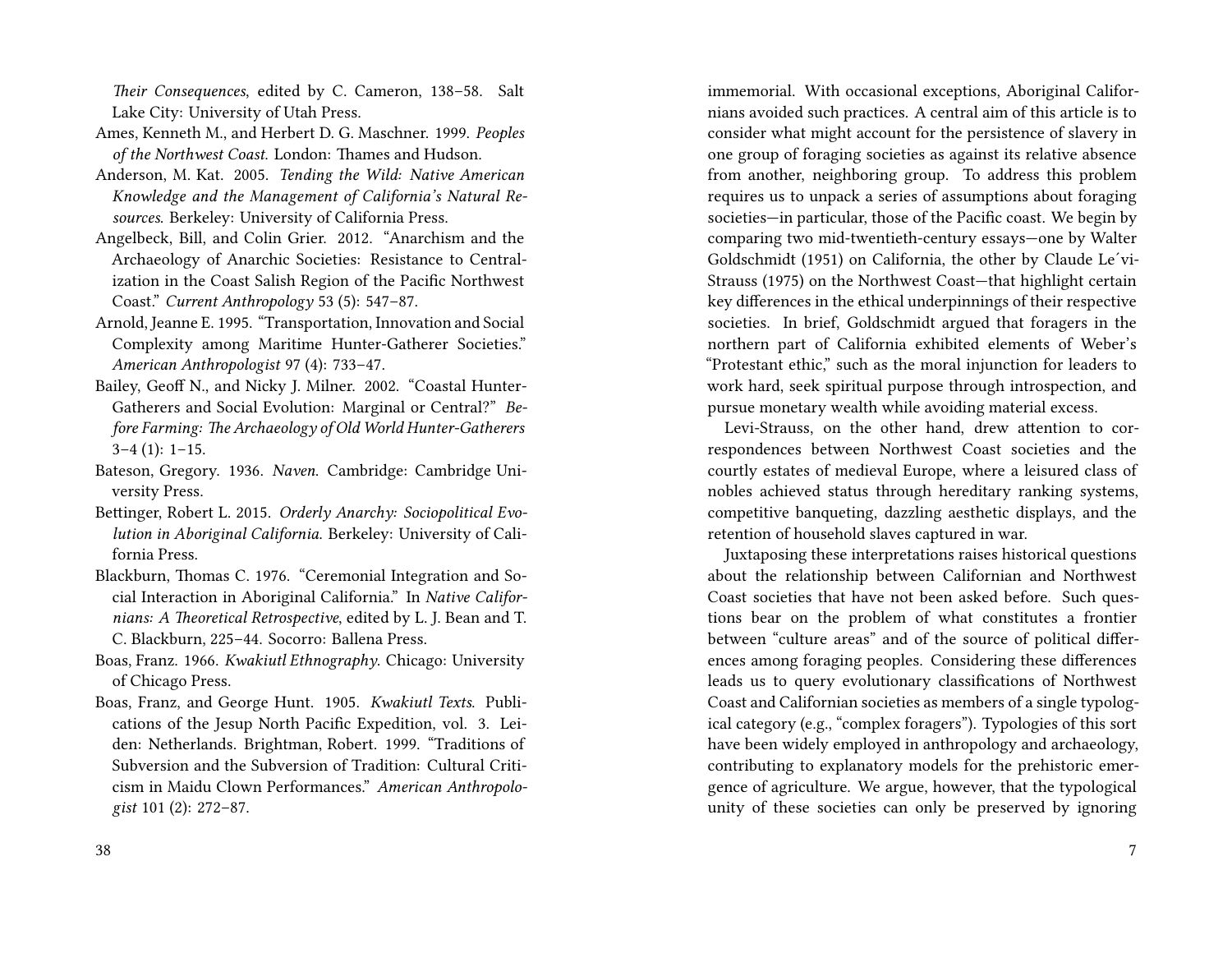*Their Consequences*, edited by C. Cameron, 138–58. Salt Lake City: University of Utah Press.

Ames, Kenneth M., and Herbert D. G. Maschner. 1999. *Peoples of the Northwest Coast.* London: Thames and Hudson.

Anderson, M. Kat. 2005. *Tending the Wild: Native American Knowledge and the Management of California's Natural Resources.* Berkeley: University of California Press.

Angelbeck, Bill, and Colin Grier. 2012. "Anarchism and the Archaeology of Anarchic Societies: Resistance to Centralization in the Coast Salish Region of the Pacific Northwest Coast." *Current Anthropology* 53 (5): 547–87.

Arnold, Jeanne E. 1995. "Transportation, Innovation and Social Complexity among Maritime Hunter-Gatherer Societies." *American Anthropologist* 97 (4): 733–47.

Bailey, Geoff N., and Nicky J. Milner. 2002. "Coastal Hunter-Gatherers and Social Evolution: Marginal or Central?" *Before Farming: The Archaeology of Old World Hunter-Gatherers* 3–4 (1): 1–15.

Bateson, Gregory. 1936. *Naven.* Cambridge: Cambridge University Press.

Bettinger, Robert L. 2015. *Orderly Anarchy: Sociopolitical Evolution in Aboriginal California.* Berkeley: University of California Press.

Blackburn, Thomas C. 1976. "Ceremonial Integration and Social Interaction in Aboriginal California." In *Native Californians: A Theoretical Retrospective*, edited by L. J. Bean and T. C. Blackburn, 225–44. Socorro: Ballena Press.

Boas, Franz. 1966. *Kwakiutl Ethnography.* Chicago: University of Chicago Press.

Boas, Franz, and George Hunt. 1905. *Kwakiutl Texts.* Publications of the Jesup North Pacific Expedition, vol. 3. Leiden: Netherlands. Brightman, Robert. 1999. "Traditions of Subversion and the Subversion of Tradition: Cultural Criticism in Maidu Clown Performances." *American Anthropologist* 101 (2): 272–87.

immemorial. With occasional exceptions, Aboriginal Californians avoided such practices. A central aim of this article is to consider what might account for the persistence of slavery in one group of foraging societies as against its relative absence from another, neighboring group. To address this problem requires us to unpack a series of assumptions about foraging societies—in particular, those of the Pacific coast. We begin by comparing two mid-twentieth-century essays—one by Walter Goldschmidt (1951) on California, the other by Claude Le´vi-Strauss (1975) on the Northwest Coast—that highlight certain key differences in the ethical underpinnings of their respective societies. In brief, Goldschmidt argued that foragers in the northern part of California exhibited elements of Weber's "Protestant ethic," such as the moral injunction for leaders to work hard, seek spiritual purpose through introspection, and pursue monetary wealth while avoiding material excess.

Levi-Strauss, on the other hand, drew attention to correspondences between Northwest Coast societies and the courtly estates of medieval Europe, where a leisured class of nobles achieved status through hereditary ranking systems, competitive banqueting, dazzling aesthetic displays, and the retention of household slaves captured in war.

Juxtaposing these interpretations raises historical questions about the relationship between Californian and Northwest Coast societies that have not been asked before. Such questions bear on the problem of what constitutes a frontier between "culture areas" and of the source of political differences among foraging peoples. Considering these differences leads us to query evolutionary classifications of Northwest Coast and Californian societies as members of a single typological category (e.g., "complex foragers"). Typologies of this sort have been widely employed in anthropology and archaeology, contributing to explanatory models for the prehistoric emergence of agriculture. We argue, however, that the typological unity of these societies can only be preserved by ignoring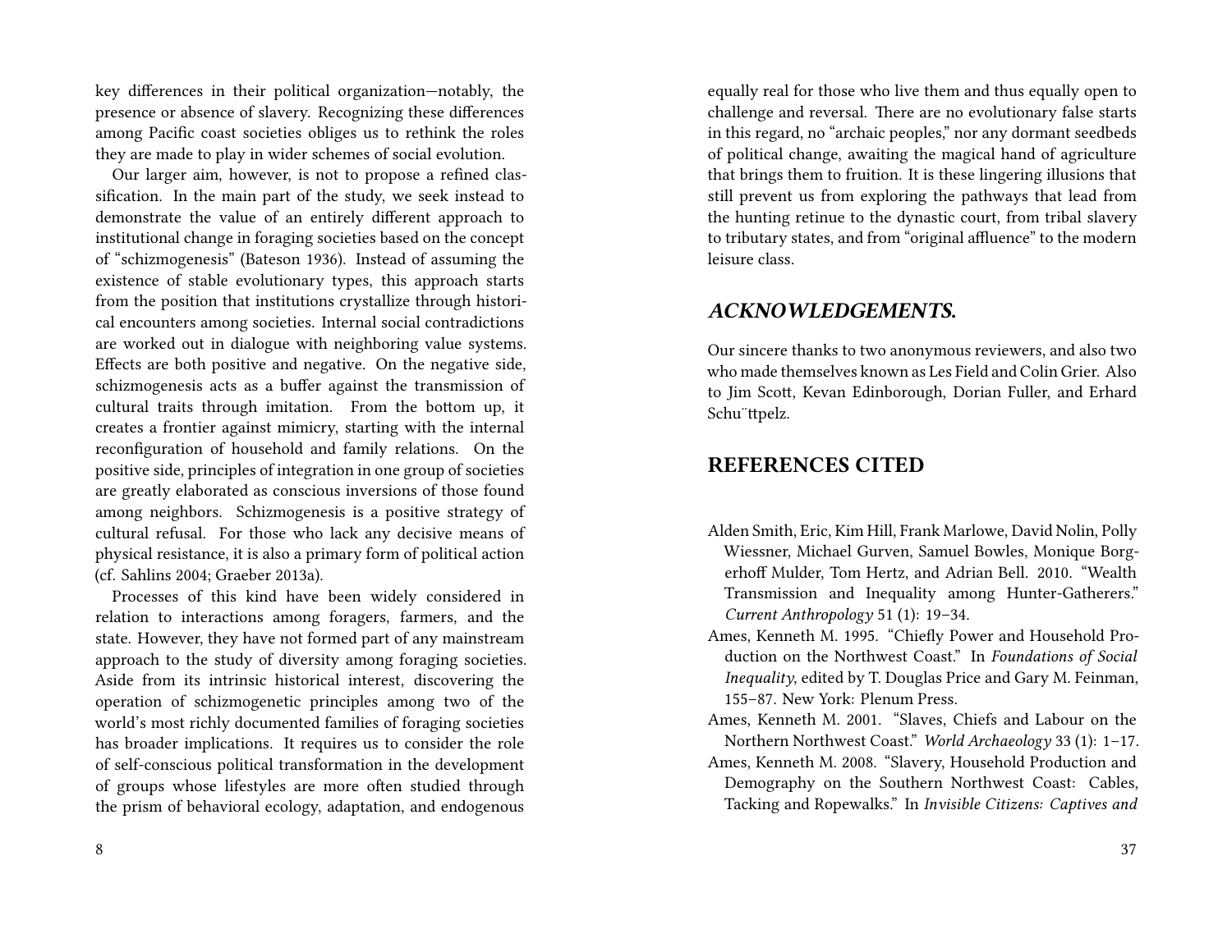key differences in their political organization—notably, the presence or absence of slavery. Recognizing these differences among Pacific coast societies obliges us to rethink the roles they are made to play in wider schemes of social evolution.

Our larger aim, however, is not to propose a refined classification. In the main part of the study, we seek instead to demonstrate the value of an entirely different approach to institutional change in foraging societies based on the concept of "schizmogenesis" (Bateson 1936). Instead of assuming the existence of stable evolutionary types, this approach starts from the position that institutions crystallize through historical encounters among societies. Internal social contradictions are worked out in dialogue with neighboring value systems. Effects are both positive and negative. On the negative side, schizmogenesis acts as a buffer against the transmission of cultural traits through imitation. From the bottom up, it creates a frontier against mimicry, starting with the internal reconfiguration of household and family relations. On the positive side, principles of integration in one group of societies are greatly elaborated as conscious inversions of those found among neighbors. Schizmogenesis is a positive strategy of cultural refusal. For those who lack any decisive means of physical resistance, it is also a primary form of political action (cf. Sahlins 2004; Graeber 2013a).

Processes of this kind have been widely considered in relation to interactions among foragers, farmers, and the state. However, they have not formed part of any mainstream approach to the study of diversity among foraging societies. Aside from its intrinsic historical interest, discovering the operation of schizmogenetic principles among two of the world's most richly documented families of foraging societies has broader implications. It requires us to consider the role of self-conscious political transformation in the development of groups whose lifestyles are more often studied through the prism of behavioral ecology, adaptation, and endogenous

equally real for those who live them and thus equally open to challenge and reversal. There are no evolutionary false starts in this regard, no "archaic peoples," nor any dormant seedbeds of political change, awaiting the magical hand of agriculture that brings them to fruition. It is these lingering illusions that still prevent us from exploring the pathways that lead from the hunting retinue to the dynastic court, from tribal slavery to tributary states, and from "original affluence" to the modern leisure class.

## *ACKNOWLEDGEMENTS.*

Our sincere thanks to two anonymous reviewers, and also two who made themselves known as Les Field and Colin Grier. Also to Jim Scott, Kevan Edinborough, Dorian Fuller, and Erhard Schu¨ttpelz.

## REFERENCES CITED

Alden Smith, Eric, Kim Hill, Frank Marlowe, David Nolin, Polly Wiessner, Michael Gurven, Samuel Bowles, Monique Borgerhoff Mulder, Tom Hertz, and Adrian Bell. 2010. "Wealth Transmission and Inequality among Hunter-Gatherers." *Current Anthropology* 51 (1): 19–34.

Ames, Kenneth M. 1995. "Chiefly Power and Household Production on the Northwest Coast." In *Foundations of Social Inequality*, edited by T. Douglas Price and Gary M. Feinman, 155–87. New York: Plenum Press.

Ames, Kenneth M. 2001. "Slaves, Chiefs and Labour on the Northern Northwest Coast." *World Archaeology* 33 (1): 1–17.

Ames, Kenneth M. 2008. "Slavery, Household Production and Demography on the Southern Northwest Coast: Cables, Tacking and Ropewalks." In *Invisible Citizens: Captives and*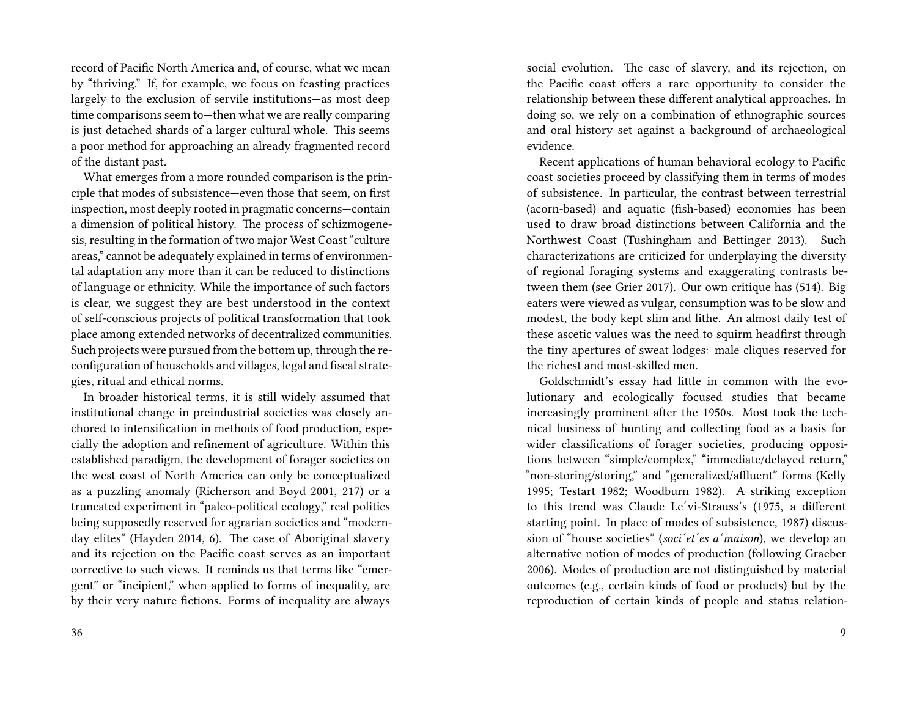record of Pacific North America and, of course, what we mean by "thriving." If, for example, we focus on feasting practices largely to the exclusion of servile institutions—as most deep time comparisons seem to—then what we are really comparing is just detached shards of a larger cultural whole. This seems a poor method for approaching an already fragmented record of the distant past.

What emerges from a more rounded comparison is the principle that modes of subsistence—even those that seem, on first inspection, most deeply rooted in pragmatic concerns—contain a dimension of political history. The process of schizmogenesis, resulting in the formation of two major West Coast "culture areas," cannot be adequately explained in terms of environmental adaptation any more than it can be reduced to distinctions of language or ethnicity. While the importance of such factors is clear, we suggest they are best understood in the context of self-conscious projects of political transformation that took place among extended networks of decentralized communities. Such projects were pursued from the bottom up, through the reconfiguration of households and villages, legal and fiscal strategies, ritual and ethical norms.

In broader historical terms, it is still widely assumed that institutional change in preindustrial societies was closely anchored to intensification in methods of food production, especially the adoption and refinement of agriculture. Within this established paradigm, the development of forager societies on the west coast of North America can only be conceptualized as a puzzling anomaly (Richerson and Boyd 2001, 217) or a truncated experiment in "paleo-political ecology," real politics being supposedly reserved for agrarian societies and "modern-day elites" (Hayden 2014, 6). The case of Aboriginal slavery and its rejection on the Pacific coast serves as an important corrective to such views. It reminds us that terms like "emergent" or "incipient," when applied to forms of inequality, are by their very nature fictions. Forms of inequality are always

social evolution. The case of slavery, and its rejection, on the Pacific coast offers a rare opportunity to consider the relationship between these different analytical approaches. In doing so, we rely on a combination of ethnographic sources and oral history set against a background of archaeological evidence.

Recent applications of human behavioral ecology to Pacific coast societies proceed by classifying them in terms of modes of subsistence. In particular, the contrast between terrestrial (acorn-based) and aquatic (fish-based) economies has been used to draw broad distinctions between California and the Northwest Coast (Tushingham and Bettinger 2013). Such characterizations are criticized for underplaying the diversity of regional foraging systems and exaggerating contrasts between them (see Grier 2017). Our own critique has (514). Big eaters were viewed as vulgar, consumption was to be slow and modest, the body kept slim and lithe. An almost daily test of these ascetic values was the need to squirm headfirst through the tiny apertures of sweat lodges: male cliques reserved for the richest and most-skilled men.

Goldschmidt's essay had little in common with the evolutionary and ecologically focused studies that became increasingly prominent after the 1950s. Most took the technical business of hunting and collecting food as a basis for wider classifications of forager societies, producing oppositions between "simple/complex," "immediate/delayed return," "non-storing/storing," and "generalized/affluent" forms (Kelly 1995; Testart 1982; Woodburn 1982). A striking exception to this trend was Claude Le´vi-Strauss's (1975, a different starting point. In place of modes of subsistence, 1987) discussion of "house societies" (*soci´et´es a`maison*), we develop an alternative notion of modes of production (following Graeber 2006). Modes of production are not distinguished by material outcomes (e.g., certain kinds of food or products) but by the reproduction of certain kinds of people and status relation-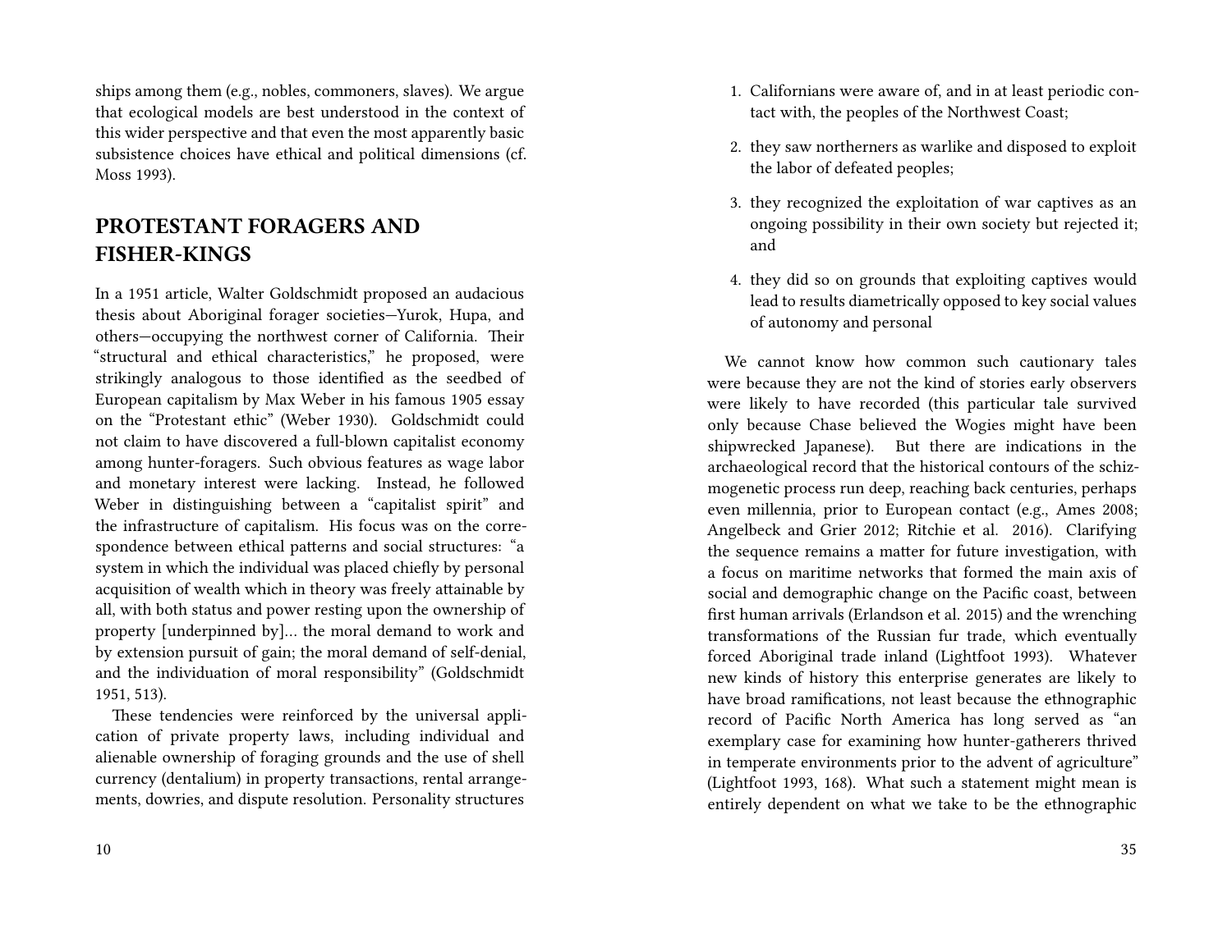ships among them (e.g., nobles, commoners, slaves). We argue that ecological models are best understood in the context of this wider perspective and that even the most apparently basic subsistence choices have ethical and political dimensions (cf. Moss 1993).

## PROTESTANT FORAGERS AND FISHER-KINGS

In a 1951 article, Walter Goldschmidt proposed an audacious thesis about Aboriginal forager societies—Yurok, Hupa, and others—occupying the northwest corner of California. Their "structural and ethical characteristics," he proposed, were strikingly analogous to those identified as the seedbed of European capitalism by Max Weber in his famous 1905 essay on the "Protestant ethic" (Weber 1930). Goldschmidt could not claim to have discovered a full-blown capitalist economy among hunter-foragers. Such obvious features as wage labor and monetary interest were lacking. Instead, he followed Weber in distinguishing between a "capitalist spirit" and the infrastructure of capitalism. His focus was on the correspondence between ethical patterns and social structures: "a system in which the individual was placed chiefly by personal acquisition of wealth which in theory was freely attainable by all, with both status and power resting upon the ownership of property [underpinned by]… the moral demand to work and by extension pursuit of gain; the moral demand of self-denial, and the individuation of moral responsibility" (Goldschmidt 1951, 513).

These tendencies were reinforced by the universal application of private property laws, including individual and alienable ownership of foraging grounds and the use of shell currency (dentalium) in property transactions, rental arrangements, dowries, and dispute resolution. Personality structures

1. Californians were aware of, and in at least periodic contact with, the peoples of the Northwest Coast;
2. they saw northerners as warlike and disposed to exploit the labor of defeated peoples;
3. they recognized the exploitation of war captives as an ongoing possibility in their own society but rejected it; and
4. they did so on grounds that exploiting captives would lead to results diametrically opposed to key social values of autonomy and personal

We cannot know how common such cautionary tales were because they are not the kind of stories early observers were likely to have recorded (this particular tale survived only because Chase believed the Wogies might have been shipwrecked Japanese). But there are indications in the archaeological record that the historical contours of the schizmogenetic process run deep, reaching back centuries, perhaps even millennia, prior to European contact (e.g., Ames 2008; Angelbeck and Grier 2012; Ritchie et al. 2016). Clarifying the sequence remains a matter for future investigation, with a focus on maritime networks that formed the main axis of social and demographic change on the Pacific coast, between first human arrivals (Erlandson et al. 2015) and the wrenching transformations of the Russian fur trade, which eventually forced Aboriginal trade inland (Lightfoot 1993). Whatever new kinds of history this enterprise generates are likely to have broad ramifications, not least because the ethnographic record of Pacific North America has long served as "an exemplary case for examining how hunter-gatherers thrived in temperate environments prior to the advent of agriculture" (Lightfoot 1993, 168). What such a statement might mean is entirely dependent on what we take to be the ethnographic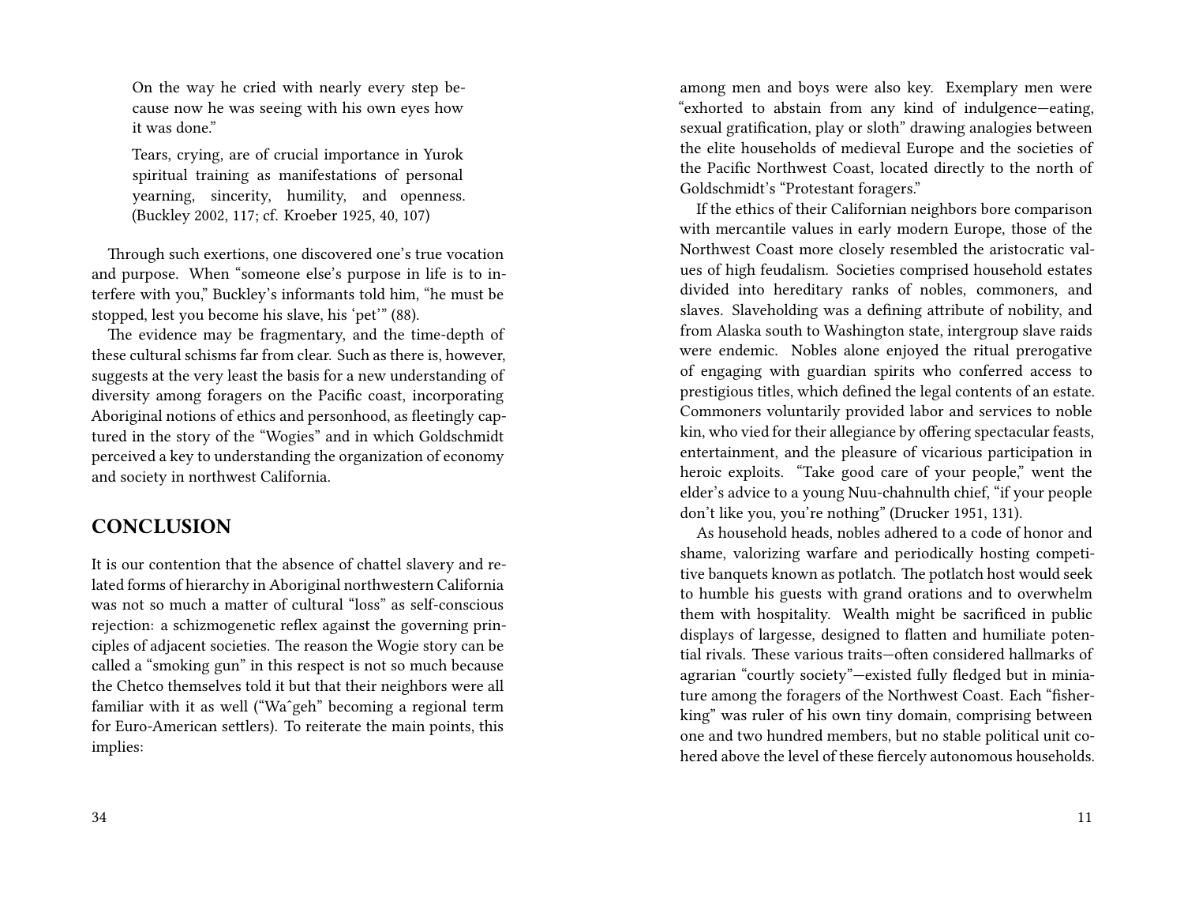> On the way he cried with nearly every step because now he was seeing with his own eyes how it was done."
>
> Tears, crying, are of crucial importance in Yurok spiritual training as manifestations of personal yearning, sincerity, humility, and openness. (Buckley 2002, 117; cf. Kroeber 1925, 40, 107)

Through such exertions, one discovered one's true vocation and purpose. When "someone else's purpose in life is to interfere with you," Buckley's informants told him, "he must be stopped, lest you become his slave, his 'pet'" (88).

The evidence may be fragmentary, and the time-depth of these cultural schisms far from clear. Such as there is, however, suggests at the very least the basis for a new understanding of diversity among foragers on the Pacific coast, incorporating Aboriginal notions of ethics and personhood, as fleetingly captured in the story of the "Wogies" and in which Goldschmidt perceived a key to understanding the organization of economy and society in northwest California.

## CONCLUSION

It is our contention that the absence of chattel slavery and related forms of hierarchy in Aboriginal northwestern California was not so much a matter of cultural "loss" as self-conscious rejection: a schizmogenetic reflex against the governing principles of adjacent societies. The reason the Wogie story can be called a "smoking gun" in this respect is not so much because the Chetco themselves told it but that their neighbors were all familiar with it as well ("Waˆgeh" becoming a regional term for Euro-American settlers). To reiterate the main points, this implies:

among men and boys were also key. Exemplary men were "exhorted to abstain from any kind of indulgence—eating, sexual gratification, play or sloth" drawing analogies between the elite households of medieval Europe and the societies of the Pacific Northwest Coast, located directly to the north of Goldschmidt's "Protestant foragers."

If the ethics of their Californian neighbors bore comparison with mercantile values in early modern Europe, those of the Northwest Coast more closely resembled the aristocratic values of high feudalism. Societies comprised household estates divided into hereditary ranks of nobles, commoners, and slaves. Slaveholding was a defining attribute of nobility, and from Alaska south to Washington state, intergroup slave raids were endemic. Nobles alone enjoyed the ritual prerogative of engaging with guardian spirits who conferred access to prestigious titles, which defined the legal contents of an estate. Commoners voluntarily provided labor and services to noble kin, who vied for their allegiance by offering spectacular feasts, entertainment, and the pleasure of vicarious participation in heroic exploits. "Take good care of your people," went the elder's advice to a young Nuu-chahnulth chief, "if your people don't like you, you're nothing" (Drucker 1951, 131).

As household heads, nobles adhered to a code of honor and shame, valorizing warfare and periodically hosting competitive banquets known as potlatch. The potlatch host would seek to humble his guests with grand orations and to overwhelm them with hospitality. Wealth might be sacrificed in public displays of largesse, designed to flatten and humiliate potential rivals. These various traits—often considered hallmarks of agrarian "courtly society"—existed fully fledged but in miniature among the foragers of the Northwest Coast. Each "fisher-king" was ruler of his own tiny domain, comprising between one and two hundred members, but no stable political unit cohered above the level of these fiercely autonomous households.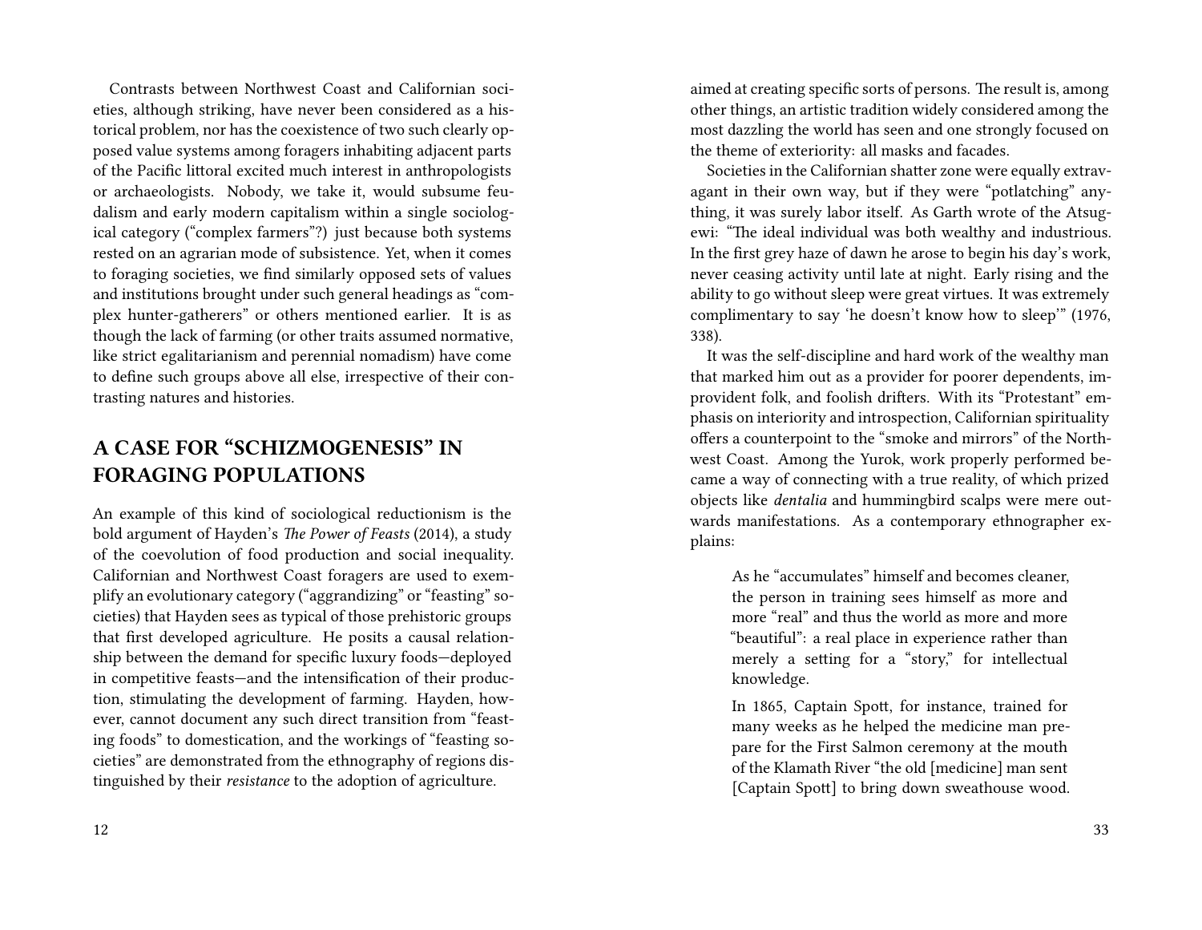Contrasts between Northwest Coast and Californian societies, although striking, have never been considered as a historical problem, nor has the coexistence of two such clearly opposed value systems among foragers inhabiting adjacent parts of the Pacific littoral excited much interest in anthropologists or archaeologists. Nobody, we take it, would subsume feudalism and early modern capitalism within a single sociological category ("complex farmers"?) just because both systems rested on an agrarian mode of subsistence. Yet, when it comes to foraging societies, we find similarly opposed sets of values and institutions brought under such general headings as "complex hunter-gatherers" or others mentioned earlier. It is as though the lack of farming (or other traits assumed normative, like strict egalitarianism and perennial nomadism) have come to define such groups above all else, irrespective of their contrasting natures and histories.

## A CASE FOR "SCHIZMOGENESIS" IN FORAGING POPULATIONS

An example of this kind of sociological reductionism is the bold argument of Hayden's *The Power of Feasts* (2014), a study of the coevolution of food production and social inequality. Californian and Northwest Coast foragers are used to exemplify an evolutionary category ("aggrandizing" or "feasting" societies) that Hayden sees as typical of those prehistoric groups that first developed agriculture. He posits a causal relationship between the demand for specific luxury foods—deployed in competitive feasts—and the intensification of their production, stimulating the development of farming. Hayden, however, cannot document any such direct transition from "feasting foods" to domestication, and the workings of "feasting societies" are demonstrated from the ethnography of regions distinguished by their *resistance* to the adoption of agriculture.

aimed at creating specific sorts of persons. The result is, among other things, an artistic tradition widely considered among the most dazzling the world has seen and one strongly focused on the theme of exteriority: all masks and facades.

Societies in the Californian shatter zone were equally extravagant in their own way, but if they were "potlatching" anything, it was surely labor itself. As Garth wrote of the Atsugewi: "The ideal individual was both wealthy and industrious. In the first grey haze of dawn he arose to begin his day's work, never ceasing activity until late at night. Early rising and the ability to go without sleep were great virtues. It was extremely complimentary to say 'he doesn't know how to sleep'" (1976, 338).

It was the self-discipline and hard work of the wealthy man that marked him out as a provider for poorer dependents, improvident folk, and foolish drifters. With its "Protestant" emphasis on interiority and introspection, Californian spirituality offers a counterpoint to the "smoke and mirrors" of the Northwest Coast. Among the Yurok, work properly performed became a way of connecting with a true reality, of which prized objects like *dentalia* and hummingbird scalps were mere outwards manifestations. As a contemporary ethnographer explains:

> As he "accumulates" himself and becomes cleaner, the person in training sees himself as more and more "real" and thus the world as more and more "beautiful": a real place in experience rather than merely a setting for a "story," for intellectual knowledge.
>
> In 1865, Captain Spott, for instance, trained for many weeks as he helped the medicine man prepare for the First Salmon ceremony at the mouth of the Klamath River "the old [medicine] man sent [Captain Spott] to bring down sweathouse wood.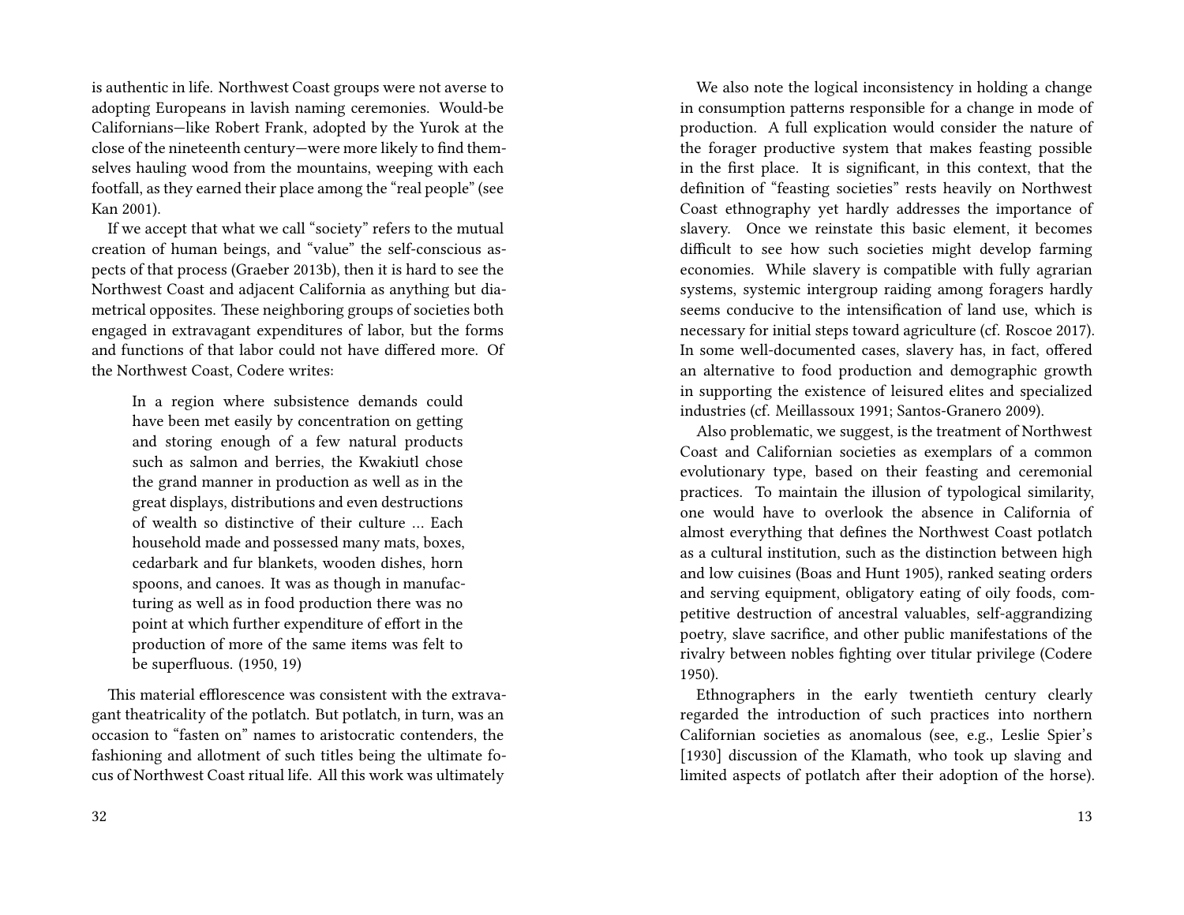is authentic in life. Northwest Coast groups were not averse to adopting Europeans in lavish naming ceremonies. Would-be Californians—like Robert Frank, adopted by the Yurok at the close of the nineteenth century—were more likely to find themselves hauling wood from the mountains, weeping with each footfall, as they earned their place among the "real people" (see Kan 2001).

If we accept that what we call "society" refers to the mutual creation of human beings, and "value" the self-conscious aspects of that process (Graeber 2013b), then it is hard to see the Northwest Coast and adjacent California as anything but diametrical opposites. These neighboring groups of societies both engaged in extravagant expenditures of labor, but the forms and functions of that labor could not have differed more. Of the Northwest Coast, Codere writes:

> In a region where subsistence demands could have been met easily by concentration on getting and storing enough of a few natural products such as salmon and berries, the Kwakiutl chose the grand manner in production as well as in the great displays, distributions and even destructions of wealth so distinctive of their culture … Each household made and possessed many mats, boxes, cedarbark and fur blankets, wooden dishes, horn spoons, and canoes. It was as though in manufacturing as well as in food production there was no point at which further expenditure of effort in the production of more of the same items was felt to be superfluous. (1950, 19)

This material efflorescence was consistent with the extravagant theatricality of the potlatch. But potlatch, in turn, was an occasion to "fasten on" names to aristocratic contenders, the fashioning and allotment of such titles being the ultimate focus of Northwest Coast ritual life. All this work was ultimately

We also note the logical inconsistency in holding a change in consumption patterns responsible for a change in mode of production. A full explication would consider the nature of the forager productive system that makes feasting possible in the first place. It is significant, in this context, that the definition of "feasting societies" rests heavily on Northwest Coast ethnography yet hardly addresses the importance of slavery. Once we reinstate this basic element, it becomes difficult to see how such societies might develop farming economies. While slavery is compatible with fully agrarian systems, systemic intergroup raiding among foragers hardly seems conducive to the intensification of land use, which is necessary for initial steps toward agriculture (cf. Roscoe 2017). In some well-documented cases, slavery has, in fact, offered an alternative to food production and demographic growth in supporting the existence of leisured elites and specialized industries (cf. Meillassoux 1991; Santos-Granero 2009).

Also problematic, we suggest, is the treatment of Northwest Coast and Californian societies as exemplars of a common evolutionary type, based on their feasting and ceremonial practices. To maintain the illusion of typological similarity, one would have to overlook the absence in California of almost everything that defines the Northwest Coast potlatch as a cultural institution, such as the distinction between high and low cuisines (Boas and Hunt 1905), ranked seating orders and serving equipment, obligatory eating of oily foods, competitive destruction of ancestral valuables, self-aggrandizing poetry, slave sacrifice, and other public manifestations of the rivalry between nobles fighting over titular privilege (Codere 1950).

Ethnographers in the early twentieth century clearly regarded the introduction of such practices into northern Californian societies as anomalous (see, e.g., Leslie Spier's [1930] discussion of the Klamath, who took up slaving and limited aspects of potlatch after their adoption of the horse).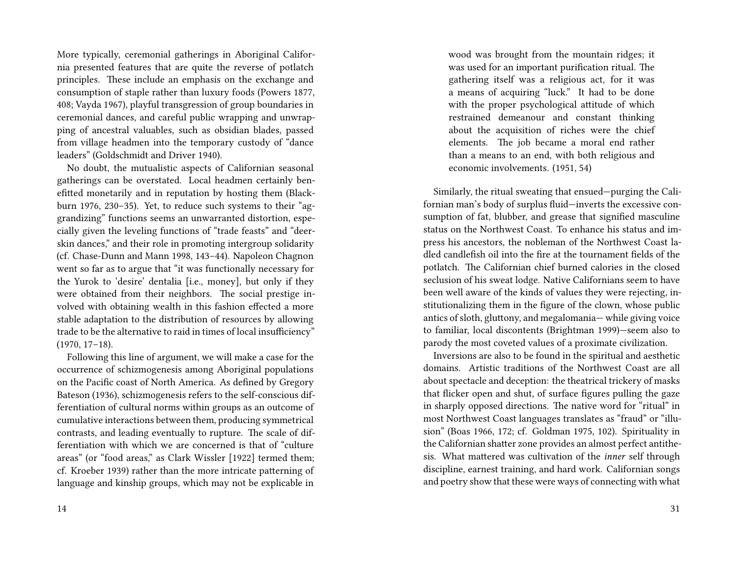More typically, ceremonial gatherings in Aboriginal California presented features that are quite the reverse of potlatch principles. These include an emphasis on the exchange and consumption of staple rather than luxury foods (Powers 1877, 408; Vayda 1967), playful transgression of group boundaries in ceremonial dances, and careful public wrapping and unwrapping of ancestral valuables, such as obsidian blades, passed from village headmen into the temporary custody of "dance leaders" (Goldschmidt and Driver 1940).

No doubt, the mutualistic aspects of Californian seasonal gatherings can be overstated. Local headmen certainly benefitted monetarily and in reputation by hosting them (Blackburn 1976, 230–35). Yet, to reduce such systems to their "aggrandizing" functions seems an unwarranted distortion, especially given the leveling functions of "trade feasts" and "deerskin dances," and their role in promoting intergroup solidarity (cf. Chase-Dunn and Mann 1998, 143–44). Napoleon Chagnon went so far as to argue that "it was functionally necessary for the Yurok to 'desire' dentalia [i.e., money], but only if they were obtained from their neighbors. The social prestige involved with obtaining wealth in this fashion effected a more stable adaptation to the distribution of resources by allowing trade to be the alternative to raid in times of local insufficiency" (1970, 17–18).

Following this line of argument, we will make a case for the occurrence of schizmogenesis among Aboriginal populations on the Pacific coast of North America. As defined by Gregory Bateson (1936), schizmogenesis refers to the self-conscious differentiation of cultural norms within groups as an outcome of cumulative interactions between them, producing symmetrical contrasts, and leading eventually to rupture. The scale of differentiation with which we are concerned is that of "culture areas" (or "food areas," as Clark Wissler [1922] termed them; cf. Kroeber 1939) rather than the more intricate patterning of language and kinship groups, which may not be explicable in

> wood was brought from the mountain ridges; it was used for an important purification ritual. The gathering itself was a religious act, for it was a means of acquiring "luck." It had to be done with the proper psychological attitude of which restrained demeanour and constant thinking about the acquisition of riches were the chief elements. The job became a moral end rather than a means to an end, with both religious and economic involvements. (1951, 54)

Similarly, the ritual sweating that ensued—purging the Californian man's body of surplus fluid—inverts the excessive consumption of fat, blubber, and grease that signified masculine status on the Northwest Coast. To enhance his status and impress his ancestors, the nobleman of the Northwest Coast ladled candlefish oil into the fire at the tournament fields of the potlatch. The Californian chief burned calories in the closed seclusion of his sweat lodge. Native Californians seem to have been well aware of the kinds of values they were rejecting, institutionalizing them in the figure of the clown, whose public antics of sloth, gluttony, and megalomania— while giving voice to familiar, local discontents (Brightman 1999)—seem also to parody the most coveted values of a proximate civilization.

Inversions are also to be found in the spiritual and aesthetic domains. Artistic traditions of the Northwest Coast are all about spectacle and deception: the theatrical trickery of masks that flicker open and shut, of surface figures pulling the gaze in sharply opposed directions. The native word for "ritual" in most Northwest Coast languages translates as "fraud" or "illusion" (Boas 1966, 172; cf. Goldman 1975, 102). Spirituality in the Californian shatter zone provides an almost perfect antithesis. What mattered was cultivation of the *inner* self through discipline, earnest training, and hard work. Californian songs and poetry show that these were ways of connecting with what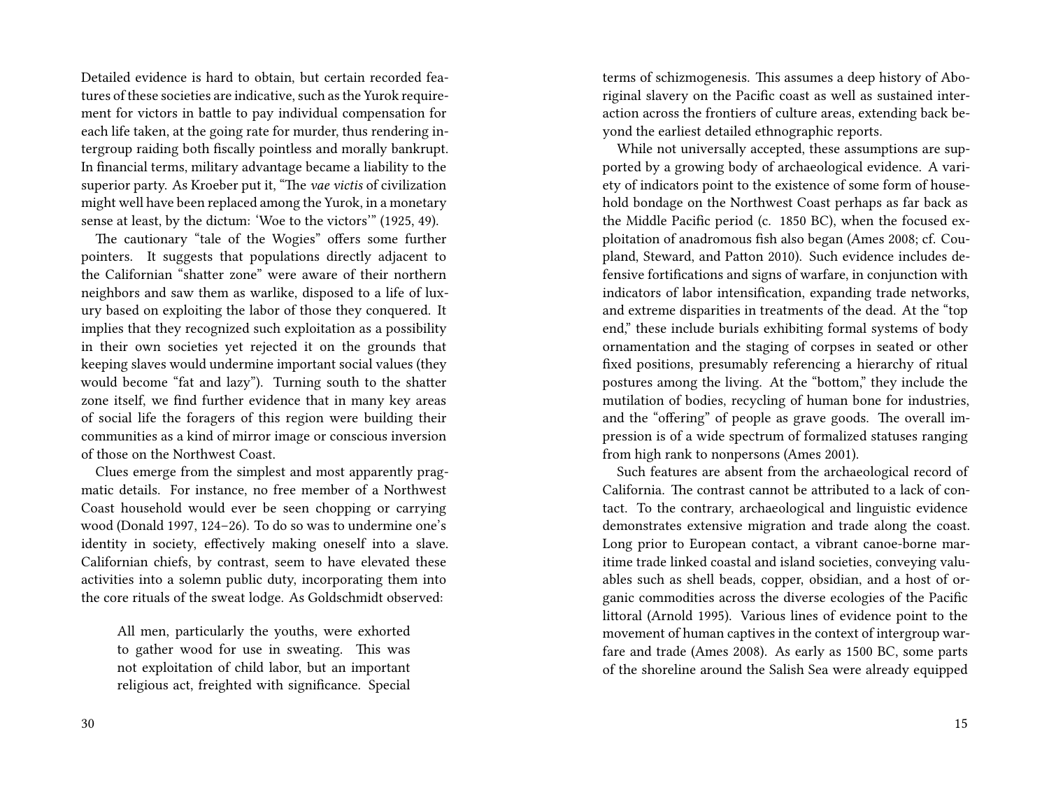Detailed evidence is hard to obtain, but certain recorded features of these societies are indicative, such as the Yurok requirement for victors in battle to pay individual compensation for each life taken, at the going rate for murder, thus rendering intergroup raiding both fiscally pointless and morally bankrupt. In financial terms, military advantage became a liability to the superior party. As Kroeber put it, "The *vae victis* of civilization might well have been replaced among the Yurok, in a monetary sense at least, by the dictum: 'Woe to the victors'" (1925, 49).

The cautionary "tale of the Wogies" offers some further pointers. It suggests that populations directly adjacent to the Californian "shatter zone" were aware of their northern neighbors and saw them as warlike, disposed to a life of luxury based on exploiting the labor of those they conquered. It implies that they recognized such exploitation as a possibility in their own societies yet rejected it on the grounds that keeping slaves would undermine important social values (they would become "fat and lazy"). Turning south to the shatter zone itself, we find further evidence that in many key areas of social life the foragers of this region were building their communities as a kind of mirror image or conscious inversion of those on the Northwest Coast.

Clues emerge from the simplest and most apparently pragmatic details. For instance, no free member of a Northwest Coast household would ever be seen chopping or carrying wood (Donald 1997, 124–26). To do so was to undermine one's identity in society, effectively making oneself into a slave. Californian chiefs, by contrast, seem to have elevated these activities into a solemn public duty, incorporating them into the core rituals of the sweat lodge. As Goldschmidt observed:

> All men, particularly the youths, were exhorted to gather wood for use in sweating. This was not exploitation of child labor, but an important religious act, freighted with significance. Special

terms of schizmogenesis. This assumes a deep history of Aboriginal slavery on the Pacific coast as well as sustained interaction across the frontiers of culture areas, extending back beyond the earliest detailed ethnographic reports.

While not universally accepted, these assumptions are supported by a growing body of archaeological evidence. A variety of indicators point to the existence of some form of household bondage on the Northwest Coast perhaps as far back as the Middle Pacific period (c. 1850 BC), when the focused exploitation of anadromous fish also began (Ames 2008; cf. Coupland, Steward, and Patton 2010). Such evidence includes defensive fortifications and signs of warfare, in conjunction with indicators of labor intensification, expanding trade networks, and extreme disparities in treatments of the dead. At the "top end," these include burials exhibiting formal systems of body ornamentation and the staging of corpses in seated or other fixed positions, presumably referencing a hierarchy of ritual postures among the living. At the "bottom," they include the mutilation of bodies, recycling of human bone for industries, and the "offering" of people as grave goods. The overall impression is of a wide spectrum of formalized statuses ranging from high rank to nonpersons (Ames 2001).

Such features are absent from the archaeological record of California. The contrast cannot be attributed to a lack of contact. To the contrary, archaeological and linguistic evidence demonstrates extensive migration and trade along the coast. Long prior to European contact, a vibrant canoe-borne maritime trade linked coastal and island societies, conveying valuables such as shell beads, copper, obsidian, and a host of organic commodities across the diverse ecologies of the Pacific littoral (Arnold 1995). Various lines of evidence point to the movement of human captives in the context of intergroup warfare and trade (Ames 2008). As early as 1500 BC, some parts of the shoreline around the Salish Sea were already equipped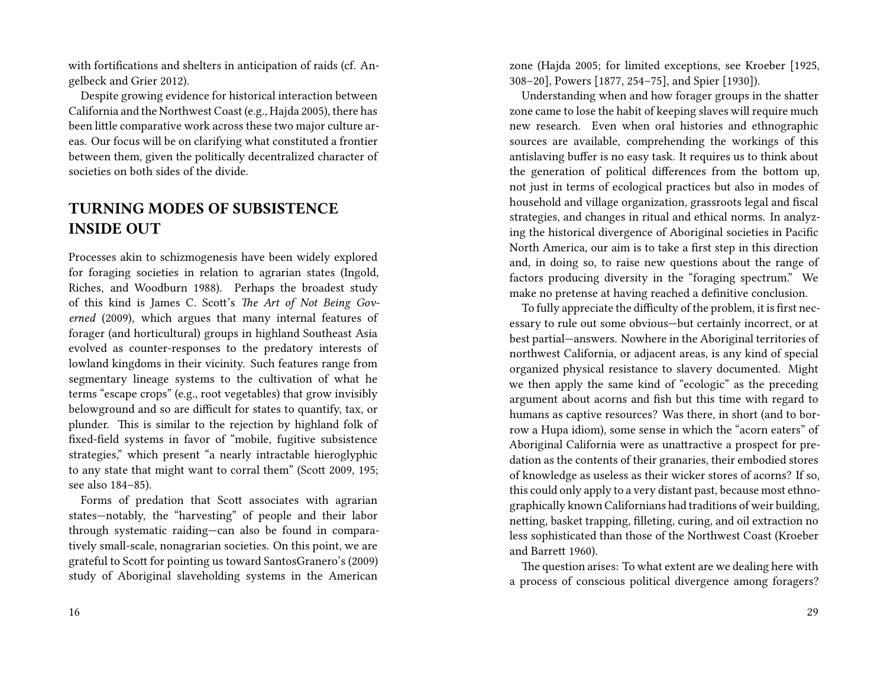with fortifications and shelters in anticipation of raids (cf. Angelbeck and Grier 2012).

Despite growing evidence for historical interaction between California and the Northwest Coast (e.g., Hajda 2005), there has been little comparative work across these two major culture areas. Our focus will be on clarifying what constituted a frontier between them, given the politically decentralized character of societies on both sides of the divide.

## TURNING MODES OF SUBSISTENCE INSIDE OUT

Processes akin to schizmogenesis have been widely explored for foraging societies in relation to agrarian states (Ingold, Riches, and Woodburn 1988). Perhaps the broadest study of this kind is James C. Scott's *The Art of Not Being Governed* (2009), which argues that many internal features of forager (and horticultural) groups in highland Southeast Asia evolved as counter-responses to the predatory interests of lowland kingdoms in their vicinity. Such features range from segmentary lineage systems to the cultivation of what he terms "escape crops" (e.g., root vegetables) that grow invisibly belowground and so are difficult for states to quantify, tax, or plunder. This is similar to the rejection by highland folk of fixed-field systems in favor of "mobile, fugitive subsistence strategies," which present "a nearly intractable hieroglyphic to any state that might want to corral them" (Scott 2009, 195; see also 184–85).

Forms of predation that Scott associates with agrarian states—notably, the "harvesting" of people and their labor through systematic raiding—can also be found in comparatively small-scale, nonagrarian societies. On this point, we are grateful to Scott for pointing us toward SantosGranero's (2009) study of Aboriginal slaveholding systems in the American

zone (Hajda 2005; for limited exceptions, see Kroeber [1925, 308–20], Powers [1877, 254–75], and Spier [1930]).

Understanding when and how forager groups in the shatter zone came to lose the habit of keeping slaves will require much new research. Even when oral histories and ethnographic sources are available, comprehending the workings of this antislaving buffer is no easy task. It requires us to think about the generation of political differences from the bottom up, not just in terms of ecological practices but also in modes of household and village organization, grassroots legal and fiscal strategies, and changes in ritual and ethical norms. In analyzing the historical divergence of Aboriginal societies in Pacific North America, our aim is to take a first step in this direction and, in doing so, to raise new questions about the range of factors producing diversity in the "foraging spectrum." We make no pretense at having reached a definitive conclusion.

To fully appreciate the difficulty of the problem, it is first necessary to rule out some obvious—but certainly incorrect, or at best partial—answers. Nowhere in the Aboriginal territories of northwest California, or adjacent areas, is any kind of special organized physical resistance to slavery documented. Might we then apply the same kind of "ecologic" as the preceding argument about acorns and fish but this time with regard to humans as captive resources? Was there, in short (and to borrow a Hupa idiom), some sense in which the "acorn eaters" of Aboriginal California were as unattractive a prospect for predation as the contents of their granaries, their embodied stores of knowledge as useless as their wicker stores of acorns? If so, this could only apply to a very distant past, because most ethnographically known Californians had traditions of weir building, netting, basket trapping, filleting, curing, and oil extraction no less sophisticated than those of the Northwest Coast (Kroeber and Barrett 1960).

The question arises: To what extent are we dealing here with a process of conscious political divergence among foragers?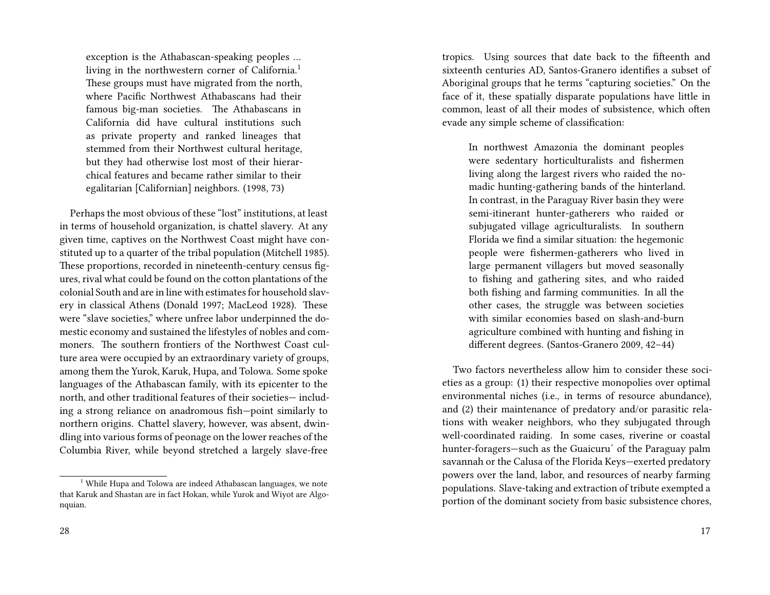> exception is the Athabascan-speaking peoples … living in the northwestern corner of California.[1] These groups must have migrated from the north, where Pacific Northwest Athabascans had their famous big-man societies. The Athabascans in California did have cultural institutions such as private property and ranked lineages that stemmed from their Northwest cultural heritage, but they had otherwise lost most of their hierarchical features and became rather similar to their egalitarian [Californian] neighbors. (1998, 73)

Perhaps the most obvious of these "lost" institutions, at least in terms of household organization, is chattel slavery. At any given time, captives on the Northwest Coast might have constituted up to a quarter of the tribal population (Mitchell 1985). These proportions, recorded in nineteenth-century census figures, rival what could be found on the cotton plantations of the colonial South and are in line with estimates for household slavery in classical Athens (Donald 1997; MacLeod 1928). These were "slave societies," where unfree labor underpinned the domestic economy and sustained the lifestyles of nobles and commoners. The southern frontiers of the Northwest Coast culture area were occupied by an extraordinary variety of groups, among them the Yurok, Karuk, Hupa, and Tolowa. Some spoke languages of the Athabascan family, with its epicenter to the north, and other traditional features of their societies— including a strong reliance on anadromous fish—point similarly to northern origins. Chattel slavery, however, was absent, dwindling into various forms of peonage on the lower reaches of the Columbia River, while beyond stretched a largely slave-free

[1] While Hupa and Tolowa are indeed Athabascan languages, we note that Karuk and Shastan are in fact Hokan, while Yurok and Wiyot are Algonquian.

tropics. Using sources that date back to the fifteenth and sixteenth centuries AD, Santos-Granero identifies a subset of Aboriginal groups that he terms "capturing societies." On the face of it, these spatially disparate populations have little in common, least of all their modes of subsistence, which often evade any simple scheme of classification:

> In northwest Amazonia the dominant peoples were sedentary horticulturalists and fishermen living along the largest rivers who raided the nomadic hunting-gathering bands of the hinterland. In contrast, in the Paraguay River basin they were semi-itinerant hunter-gatherers who raided or subjugated village agriculturalists. In southern Florida we find a similar situation: the hegemonic people were fishermen-gatherers who lived in large permanent villagers but moved seasonally to fishing and gathering sites, and who raided both fishing and farming communities. In all the other cases, the struggle was between societies with similar economies based on slash-and-burn agriculture combined with hunting and fishing in different degrees. (Santos-Granero 2009, 42–44)

Two factors nevertheless allow him to consider these societies as a group: (1) their respective monopolies over optimal environmental niches (i.e., in terms of resource abundance), and (2) their maintenance of predatory and/or parasitic relations with weaker neighbors, who they subjugated through well-coordinated raiding. In some cases, riverine or coastal hunter-foragers—such as the Guaicurú of the Paraguay palm savannah or the Calusa of the Florida Keys—exerted predatory powers over the land, labor, and resources of nearby farming populations. Slave-taking and extraction of tribute exempted a portion of the dominant society from basic subsistence chores,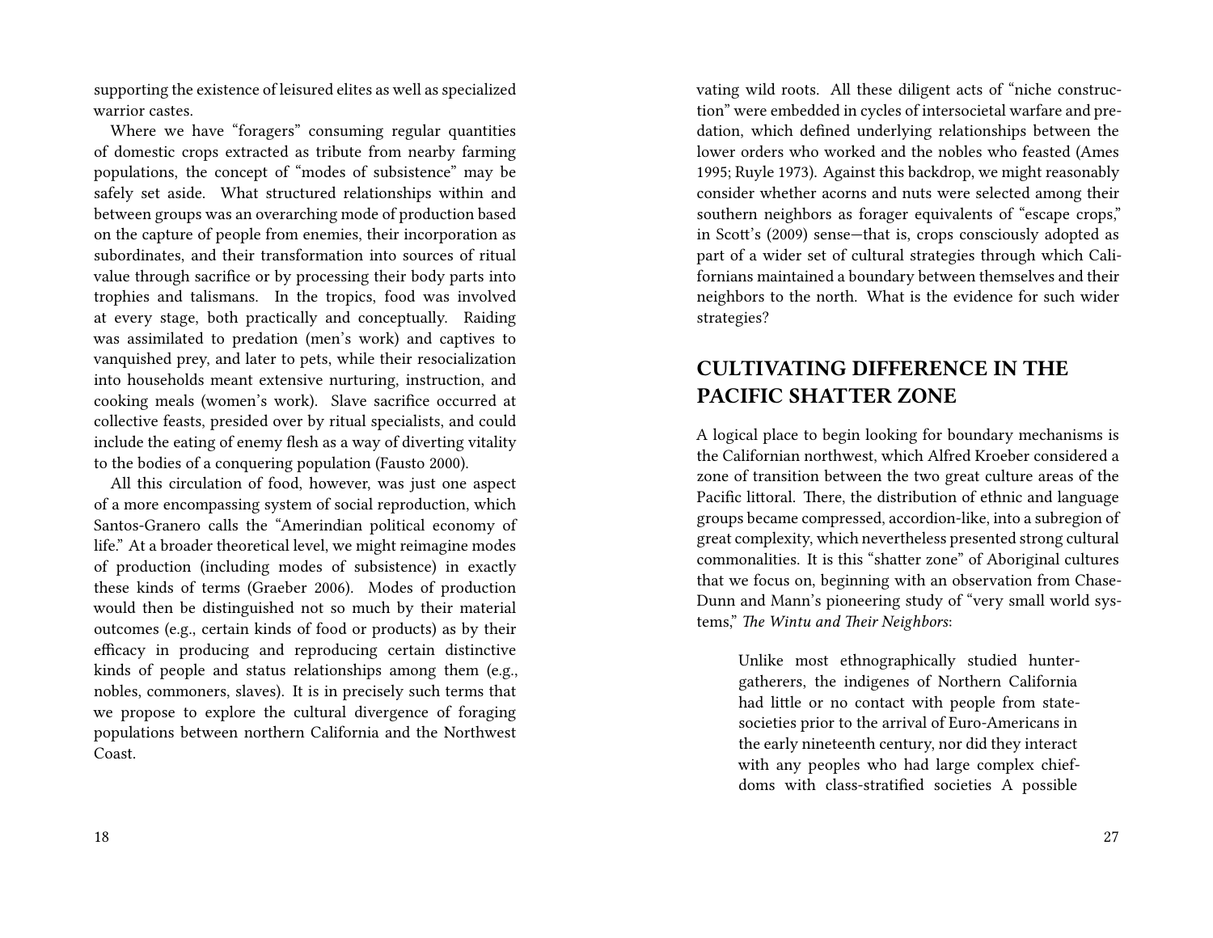supporting the existence of leisured elites as well as specialized warrior castes.

Where we have "foragers" consuming regular quantities of domestic crops extracted as tribute from nearby farming populations, the concept of "modes of subsistence" may be safely set aside. What structured relationships within and between groups was an overarching mode of production based on the capture of people from enemies, their incorporation as subordinates, and their transformation into sources of ritual value through sacrifice or by processing their body parts into trophies and talismans. In the tropics, food was involved at every stage, both practically and conceptually. Raiding was assimilated to predation (men's work) and captives to vanquished prey, and later to pets, while their resocialization into households meant extensive nurturing, instruction, and cooking meals (women's work). Slave sacrifice occurred at collective feasts, presided over by ritual specialists, and could include the eating of enemy flesh as a way of diverting vitality to the bodies of a conquering population (Fausto 2000).

All this circulation of food, however, was just one aspect of a more encompassing system of social reproduction, which Santos-Granero calls the "Amerindian political economy of life." At a broader theoretical level, we might reimagine modes of production (including modes of subsistence) in exactly these kinds of terms (Graeber 2006). Modes of production would then be distinguished not so much by their material outcomes (e.g., certain kinds of food or products) as by their efficacy in producing and reproducing certain distinctive kinds of people and status relationships among them (e.g., nobles, commoners, slaves). It is in precisely such terms that we propose to explore the cultural divergence of foraging populations between northern California and the Northwest Coast.

vating wild roots. All these diligent acts of "niche construction" were embedded in cycles of intersocietal warfare and predation, which defined underlying relationships between the lower orders who worked and the nobles who feasted (Ames 1995; Ruyle 1973). Against this backdrop, we might reasonably consider whether acorns and nuts were selected among their southern neighbors as forager equivalents of "escape crops," in Scott's (2009) sense—that is, crops consciously adopted as part of a wider set of cultural strategies through which Californians maintained a boundary between themselves and their neighbors to the north. What is the evidence for such wider strategies?

## CULTIVATING DIFFERENCE IN THE PACIFIC SHATTER ZONE

A logical place to begin looking for boundary mechanisms is the Californian northwest, which Alfred Kroeber considered a zone of transition between the two great culture areas of the Pacific littoral. There, the distribution of ethnic and language groups became compressed, accordion-like, into a subregion of great complexity, which nevertheless presented strong cultural commonalities. It is this "shatter zone" of Aboriginal cultures that we focus on, beginning with an observation from Chase-Dunn and Mann's pioneering study of "very small world systems," *The Wintu and Their Neighbors*:

> Unlike most ethnographically studied hunter-gatherers, the indigenes of Northern California had little or no contact with people from state-societies prior to the arrival of Euro-Americans in the early nineteenth century, nor did they interact with any peoples who had large complex chiefdoms with class-stratified societies A possible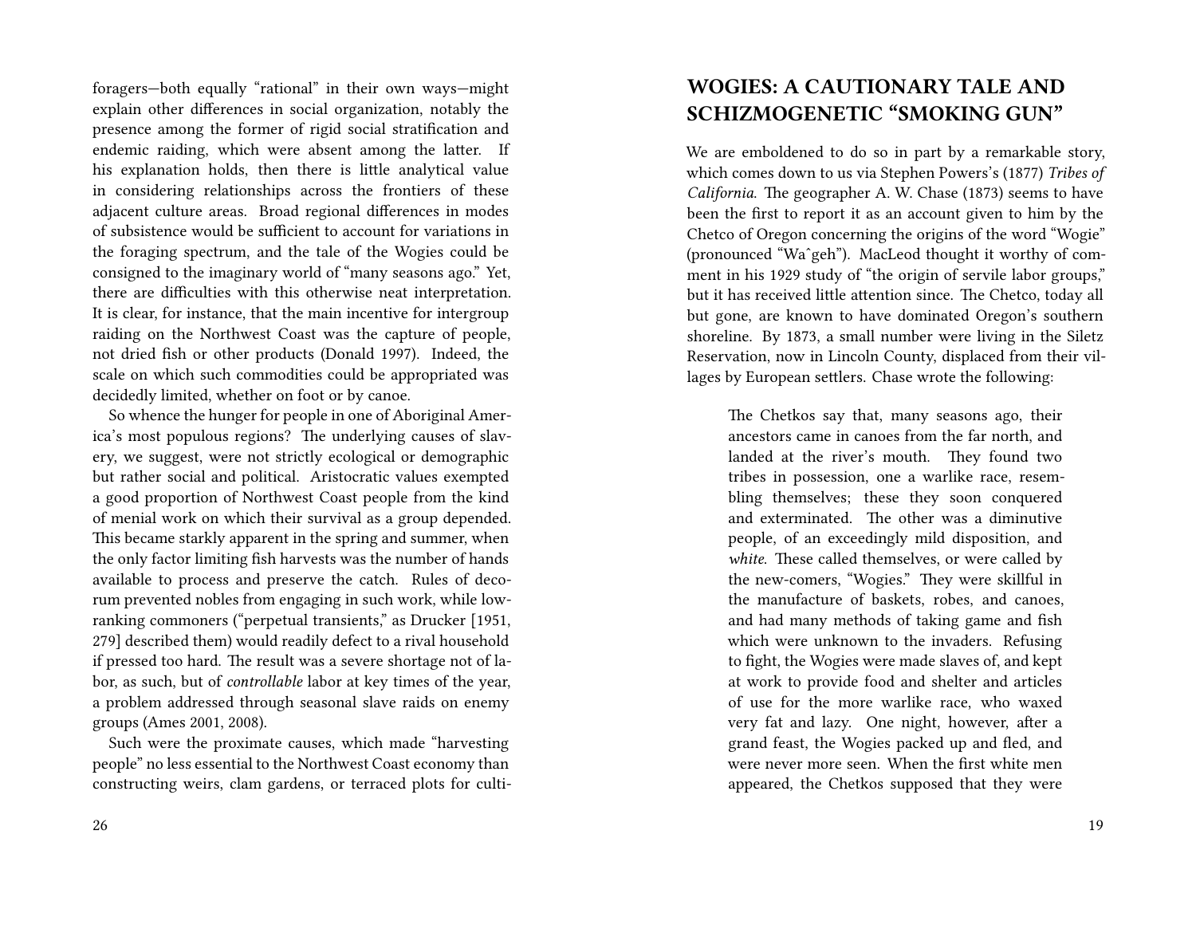foragers—both equally "rational" in their own ways—might explain other differences in social organization, notably the presence among the former of rigid social stratification and endemic raiding, which were absent among the latter. If his explanation holds, then there is little analytical value in considering relationships across the frontiers of these adjacent culture areas. Broad regional differences in modes of subsistence would be sufficient to account for variations in the foraging spectrum, and the tale of the Wogies could be consigned to the imaginary world of "many seasons ago." Yet, there are difficulties with this otherwise neat interpretation. It is clear, for instance, that the main incentive for intergroup raiding on the Northwest Coast was the capture of people, not dried fish or other products (Donald 1997). Indeed, the scale on which such commodities could be appropriated was decidedly limited, whether on foot or by canoe.

So whence the hunger for people in one of Aboriginal America's most populous regions? The underlying causes of slavery, we suggest, were not strictly ecological or demographic but rather social and political. Aristocratic values exempted a good proportion of Northwest Coast people from the kind of menial work on which their survival as a group depended. This became starkly apparent in the spring and summer, when the only factor limiting fish harvests was the number of hands available to process and preserve the catch. Rules of decorum prevented nobles from engaging in such work, while low-ranking commoners ("perpetual transients," as Drucker [1951, 279] described them) would readily defect to a rival household if pressed too hard. The result was a severe shortage not of labor, as such, but of *controllable* labor at key times of the year, a problem addressed through seasonal slave raids on enemy groups (Ames 2001, 2008).

Such were the proximate causes, which made "harvesting people" no less essential to the Northwest Coast economy than constructing weirs, clam gardens, or terraced plots for culti-

## WOGIES: A CAUTIONARY TALE AND SCHIZMOGENETIC "SMOKING GUN"

We are emboldened to do so in part by a remarkable story, which comes down to us via Stephen Powers's (1877) *Tribes of California*. The geographer A. W. Chase (1873) seems to have been the first to report it as an account given to him by the Chetco of Oregon concerning the origins of the word "Wogie" (pronounced "Waˆgeh"). MacLeod thought it worthy of comment in his 1929 study of "the origin of servile labor groups," but it has received little attention since. The Chetco, today all but gone, are known to have dominated Oregon's southern shoreline. By 1873, a small number were living in the Siletz Reservation, now in Lincoln County, displaced from their villages by European settlers. Chase wrote the following:

> The Chetkos say that, many seasons ago, their ancestors came in canoes from the far north, and landed at the river's mouth. They found two tribes in possession, one a warlike race, resembling themselves; these they soon conquered and exterminated. The other was a diminutive people, of an exceedingly mild disposition, and *white*. These called themselves, or were called by the new-comers, "Wogies." They were skillful in the manufacture of baskets, robes, and canoes, and had many methods of taking game and fish which were unknown to the invaders. Refusing to fight, the Wogies were made slaves of, and kept at work to provide food and shelter and articles of use for the more warlike race, who waxed very fat and lazy. One night, however, after a grand feast, the Wogies packed up and fled, and were never more seen. When the first white men appeared, the Chetkos supposed that they were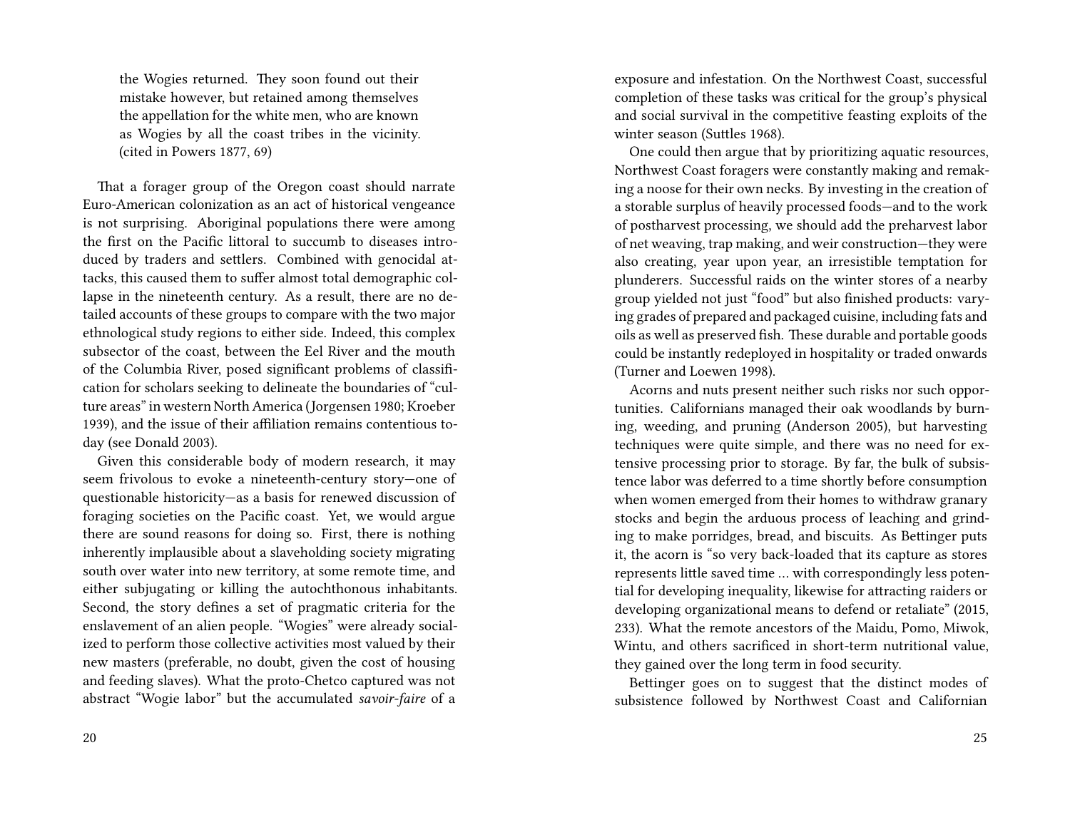> the Wogies returned. They soon found out their mistake however, but retained among themselves the appellation for the white men, who are known as Wogies by all the coast tribes in the vicinity. (cited in Powers 1877, 69)

That a forager group of the Oregon coast should narrate Euro-American colonization as an act of historical vengeance is not surprising. Aboriginal populations there were among the first on the Pacific littoral to succumb to diseases introduced by traders and settlers. Combined with genocidal attacks, this caused them to suffer almost total demographic collapse in the nineteenth century. As a result, there are no detailed accounts of these groups to compare with the two major ethnological study regions to either side. Indeed, this complex subsector of the coast, between the Eel River and the mouth of the Columbia River, posed significant problems of classification for scholars seeking to delineate the boundaries of "culture areas" in western North America (Jorgensen 1980; Kroeber 1939), and the issue of their affiliation remains contentious today (see Donald 2003).

Given this considerable body of modern research, it may seem frivolous to evoke a nineteenth-century story—one of questionable historicity—as a basis for renewed discussion of foraging societies on the Pacific coast. Yet, we would argue there are sound reasons for doing so. First, there is nothing inherently implausible about a slaveholding society migrating south over water into new territory, at some remote time, and either subjugating or killing the autochthonous inhabitants. Second, the story defines a set of pragmatic criteria for the enslavement of an alien people. "Wogies" were already socialized to perform those collective activities most valued by their new masters (preferable, no doubt, given the cost of housing and feeding slaves). What the proto-Chetco captured was not abstract "Wogie labor" but the accumulated *savoir-faire* of a

exposure and infestation. On the Northwest Coast, successful completion of these tasks was critical for the group's physical and social survival in the competitive feasting exploits of the winter season (Suttles 1968).

One could then argue that by prioritizing aquatic resources, Northwest Coast foragers were constantly making and remaking a noose for their own necks. By investing in the creation of a storable surplus of heavily processed foods—and to the work of postharvest processing, we should add the preharvest labor of net weaving, trap making, and weir construction—they were also creating, year upon year, an irresistible temptation for plunderers. Successful raids on the winter stores of a nearby group yielded not just "food" but also finished products: varying grades of prepared and packaged cuisine, including fats and oils as well as preserved fish. These durable and portable goods could be instantly redeployed in hospitality or traded onwards (Turner and Loewen 1998).

Acorns and nuts present neither such risks nor such opportunities. Californians managed their oak woodlands by burning, weeding, and pruning (Anderson 2005), but harvesting techniques were quite simple, and there was no need for extensive processing prior to storage. By far, the bulk of subsistence labor was deferred to a time shortly before consumption when women emerged from their homes to withdraw granary stocks and begin the arduous process of leaching and grinding to make porridges, bread, and biscuits. As Bettinger puts it, the acorn is "so very back-loaded that its capture as stores represents little saved time … with correspondingly less potential for developing inequality, likewise for attracting raiders or developing organizational means to defend or retaliate" (2015, 233). What the remote ancestors of the Maidu, Pomo, Miwok, Wintu, and others sacrificed in short-term nutritional value, they gained over the long term in food security.

Bettinger goes on to suggest that the distinct modes of subsistence followed by Northwest Coast and Californian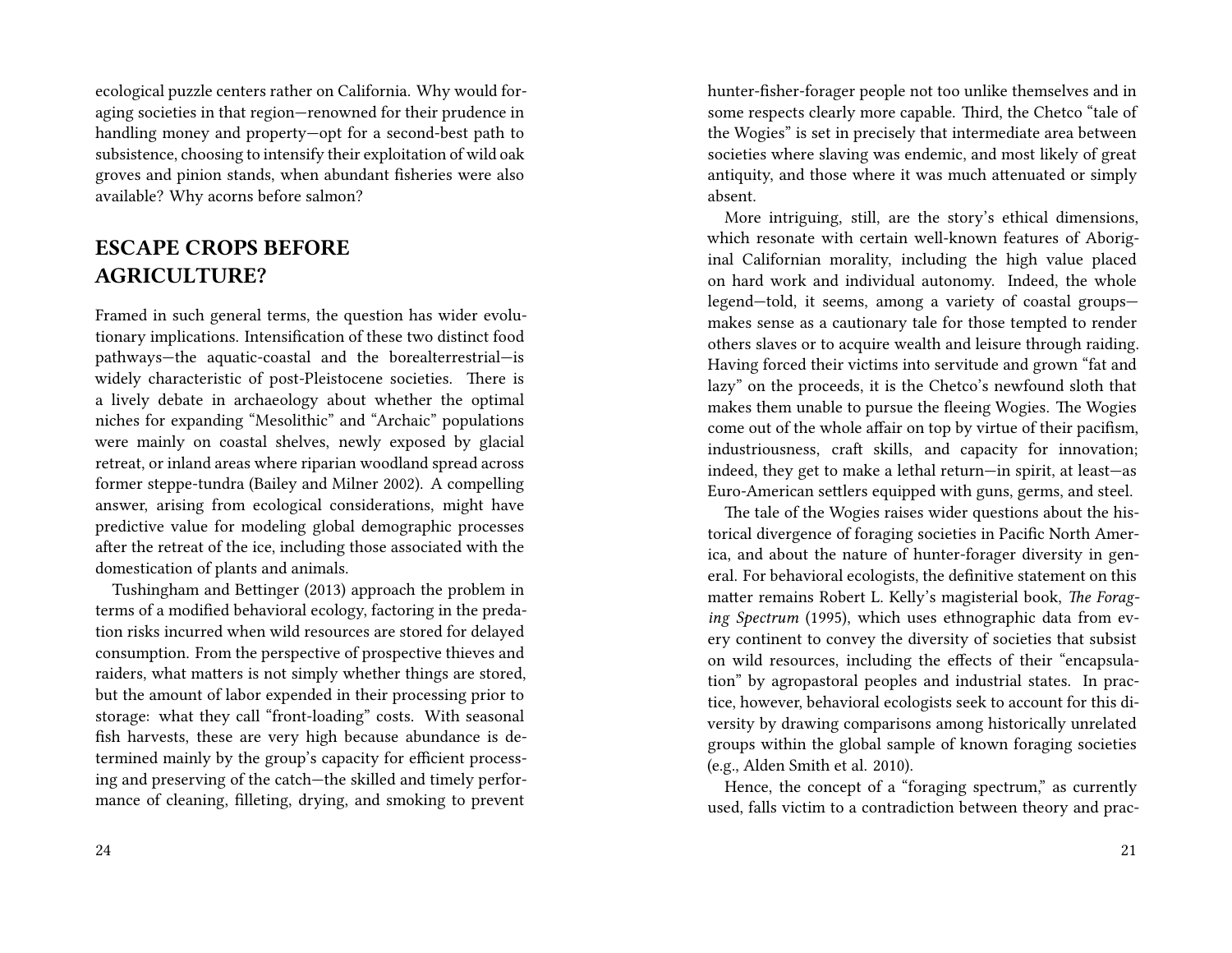ecological puzzle centers rather on California. Why would foraging societies in that region—renowned for their prudence in handling money and property—opt for a second-best path to subsistence, choosing to intensify their exploitation of wild oak groves and pinion stands, when abundant fisheries were also available? Why acorns before salmon?

## ESCAPE CROPS BEFORE AGRICULTURE?

Framed in such general terms, the question has wider evolutionary implications. Intensification of these two distinct food pathways—the aquatic-coastal and the borealterrestrial—is widely characteristic of post-Pleistocene societies. There is a lively debate in archaeology about whether the optimal niches for expanding "Mesolithic" and "Archaic" populations were mainly on coastal shelves, newly exposed by glacial retreat, or inland areas where riparian woodland spread across former steppe-tundra (Bailey and Milner 2002). A compelling answer, arising from ecological considerations, might have predictive value for modeling global demographic processes after the retreat of the ice, including those associated with the domestication of plants and animals.

Tushingham and Bettinger (2013) approach the problem in terms of a modified behavioral ecology, factoring in the predation risks incurred when wild resources are stored for delayed consumption. From the perspective of prospective thieves and raiders, what matters is not simply whether things are stored, but the amount of labor expended in their processing prior to storage: what they call "front-loading" costs. With seasonal fish harvests, these are very high because abundance is determined mainly by the group's capacity for efficient processing and preserving of the catch—the skilled and timely performance of cleaning, filleting, drying, and smoking to prevent

hunter-fisher-forager people not too unlike themselves and in some respects clearly more capable. Third, the Chetco "tale of the Wogies" is set in precisely that intermediate area between societies where slaving was endemic, and most likely of great antiquity, and those where it was much attenuated or simply absent.

More intriguing, still, are the story's ethical dimensions, which resonate with certain well-known features of Aboriginal Californian morality, including the high value placed on hard work and individual autonomy. Indeed, the whole legend—told, it seems, among a variety of coastal groups—makes sense as a cautionary tale for those tempted to render others slaves or to acquire wealth and leisure through raiding. Having forced their victims into servitude and grown "fat and lazy" on the proceeds, it is the Chetco's newfound sloth that makes them unable to pursue the fleeing Wogies. The Wogies come out of the whole affair on top by virtue of their pacifism, industriousness, craft skills, and capacity for innovation; indeed, they get to make a lethal return—in spirit, at least—as Euro-American settlers equipped with guns, germs, and steel.

The tale of the Wogies raises wider questions about the historical divergence of foraging societies in Pacific North America, and about the nature of hunter-forager diversity in general. For behavioral ecologists, the definitive statement on this matter remains Robert L. Kelly's magisterial book, *The Foraging Spectrum* (1995), which uses ethnographic data from every continent to convey the diversity of societies that subsist on wild resources, including the effects of their "encapsulation" by agropastoral peoples and industrial states. In practice, however, behavioral ecologists seek to account for this diversity by drawing comparisons among historically unrelated groups within the global sample of known foraging societies (e.g., Alden Smith et al. 2010).

Hence, the concept of a "foraging spectrum," as currently used, falls victim to a contradiction between theory and prac-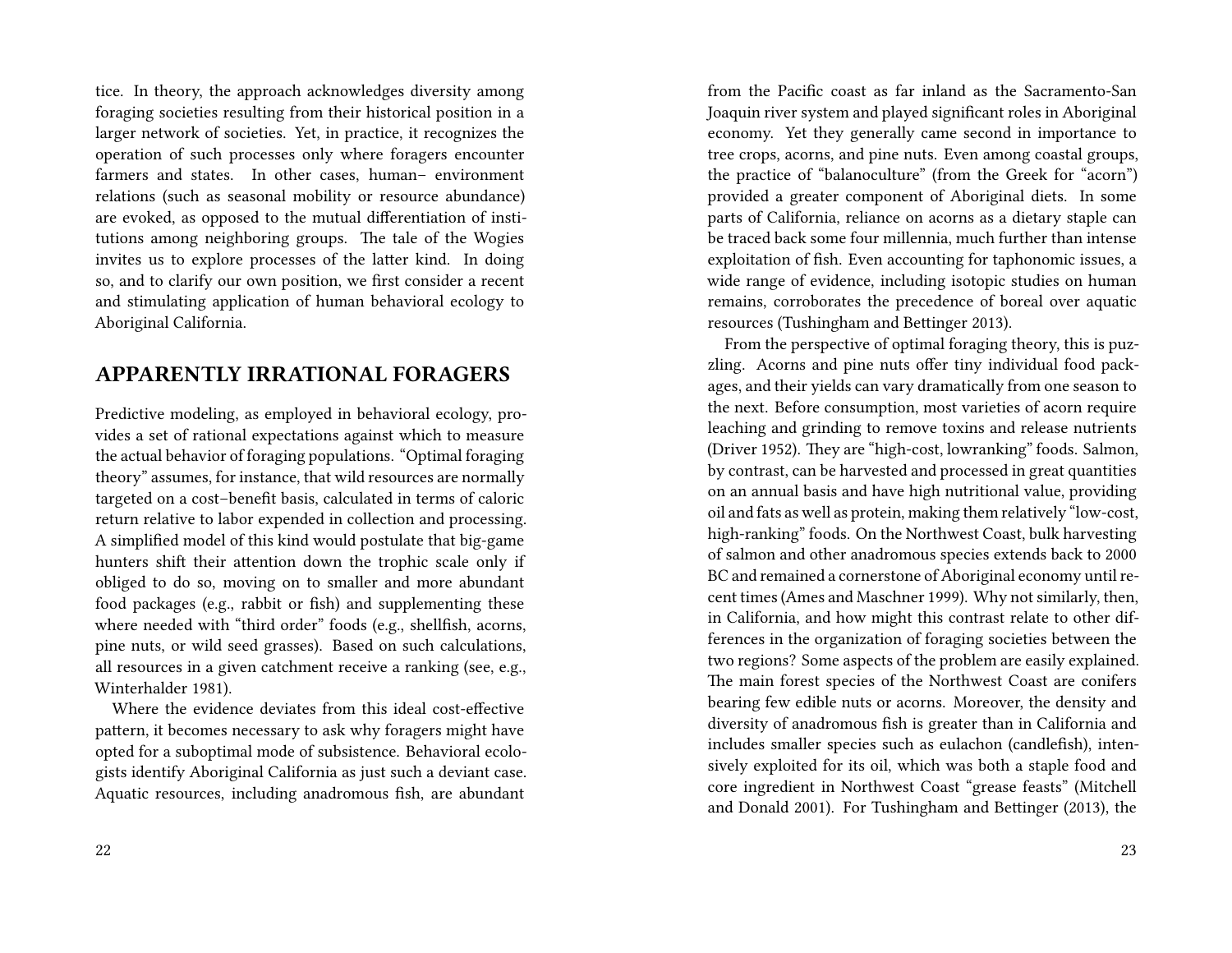tice. In theory, the approach acknowledges diversity among foraging societies resulting from their historical position in a larger network of societies. Yet, in practice, it recognizes the operation of such processes only where foragers encounter farmers and states. In other cases, human– environment relations (such as seasonal mobility or resource abundance) are evoked, as opposed to the mutual differentiation of institutions among neighboring groups. The tale of the Wogies invites us to explore processes of the latter kind. In doing so, and to clarify our own position, we first consider a recent and stimulating application of human behavioral ecology to Aboriginal California.

## APPARENTLY IRRATIONAL FORAGERS

Predictive modeling, as employed in behavioral ecology, provides a set of rational expectations against which to measure the actual behavior of foraging populations. "Optimal foraging theory" assumes, for instance, that wild resources are normally targeted on a cost–benefit basis, calculated in terms of caloric return relative to labor expended in collection and processing. A simplified model of this kind would postulate that big-game hunters shift their attention down the trophic scale only if obliged to do so, moving on to smaller and more abundant food packages (e.g., rabbit or fish) and supplementing these where needed with "third order" foods (e.g., shellfish, acorns, pine nuts, or wild seed grasses). Based on such calculations, all resources in a given catchment receive a ranking (see, e.g., Winterhalder 1981).

Where the evidence deviates from this ideal cost-effective pattern, it becomes necessary to ask why foragers might have opted for a suboptimal mode of subsistence. Behavioral ecologists identify Aboriginal California as just such a deviant case. Aquatic resources, including anadromous fish, are abundant from the Pacific coast as far inland as the Sacramento-San Joaquin river system and played significant roles in Aboriginal economy. Yet they generally came second in importance to tree crops, acorns, and pine nuts. Even among coastal groups, the practice of "balanoculture" (from the Greek for "acorn") provided a greater component of Aboriginal diets. In some parts of California, reliance on acorns as a dietary staple can be traced back some four millennia, much further than intense exploitation of fish. Even accounting for taphonomic issues, a wide range of evidence, including isotopic studies on human remains, corroborates the precedence of boreal over aquatic resources (Tushingham and Bettinger 2013).

From the perspective of optimal foraging theory, this is puzzling. Acorns and pine nuts offer tiny individual food packages, and their yields can vary dramatically from one season to the next. Before consumption, most varieties of acorn require leaching and grinding to remove toxins and release nutrients (Driver 1952). They are "high-cost, lowranking" foods. Salmon, by contrast, can be harvested and processed in great quantities on an annual basis and have high nutritional value, providing oil and fats as well as protein, making them relatively "low-cost, high-ranking" foods. On the Northwest Coast, bulk harvesting of salmon and other anadromous species extends back to 2000 BC and remained a cornerstone of Aboriginal economy until recent times (Ames and Maschner 1999). Why not similarly, then, in California, and how might this contrast relate to other differences in the organization of foraging societies between the two regions? Some aspects of the problem are easily explained. The main forest species of the Northwest Coast are conifers bearing few edible nuts or acorns. Moreover, the density and diversity of anadromous fish is greater than in California and includes smaller species such as eulachon (candlefish), intensively exploited for its oil, which was both a staple food and core ingredient in Northwest Coast "grease feasts" (Mitchell and Donald 2001). For Tushingham and Bettinger (2013), the